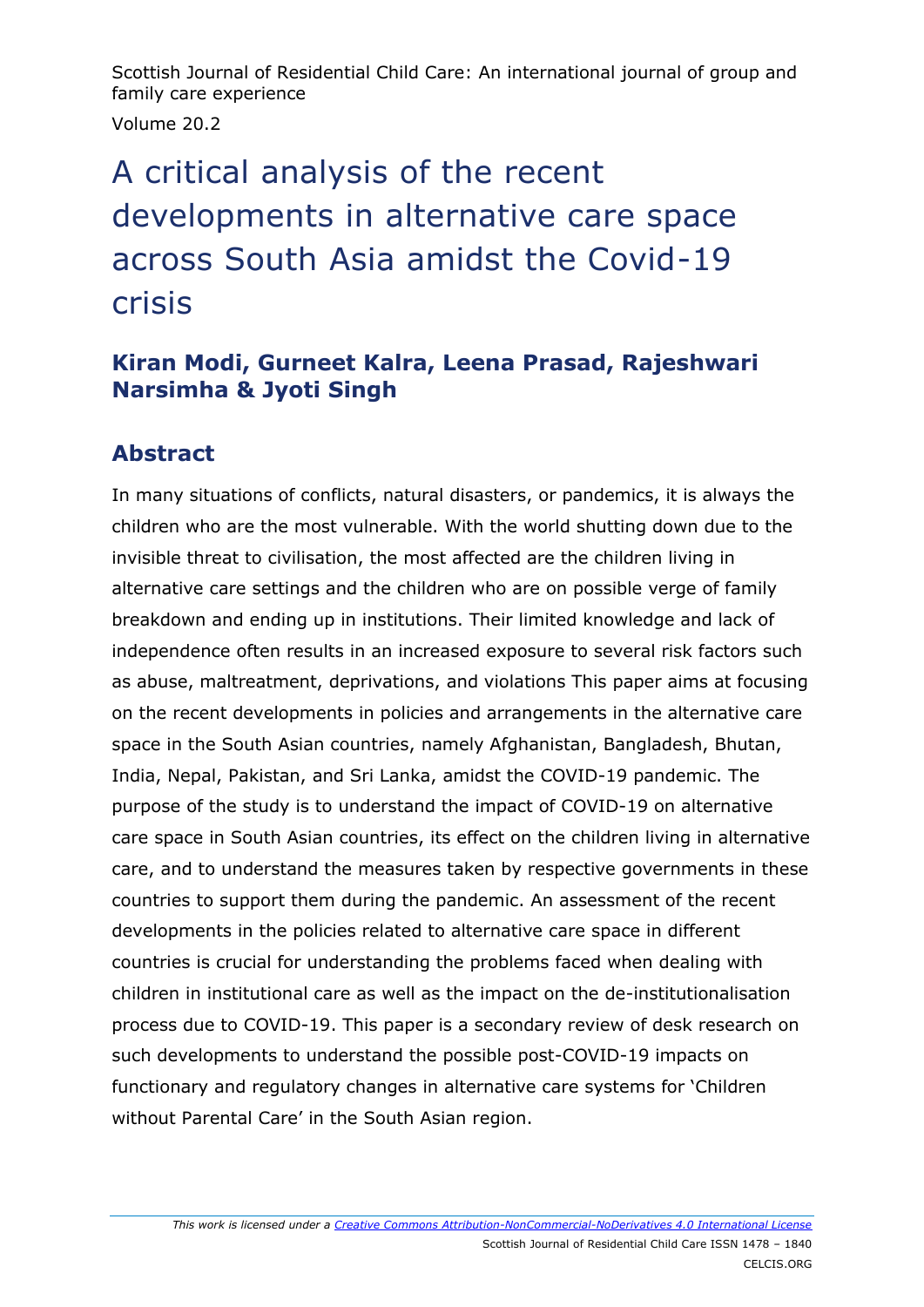# A critical analysis of the recent developments in alternative care space across South Asia amidst the Covid-19 crisis

## Kiran Modi, Gurneet Kalra, Leena Prasad, Rajeshwari Narsimha & Jyoti Singh

## Abstract

In many situations of conflicts, natural disasters, or pandemics, it is always the children who are the most vulnerable. With the world shutting down due to the invisible threat to civilisation, the most affected are the children living in alternative care settings and the children who are on possible verge of family breakdown and ending up in institutions. Their limited knowledge and lack of independence often results in an increased exposure to several risk factors such as abuse, maltreatment, deprivations, and violations This paper aims at focusing on the recent developments in policies and arrangements in the alternative care space in the South Asian countries, namely Afghanistan, Bangladesh, Bhutan, India, Nepal, Pakistan, and Sri Lanka, amidst the COVID-19 pandemic. The purpose of the study is to understand the impact of COVID-19 on alternative care space in South Asian countries, its effect on the children living in alternative care, and to understand the measures taken by respective governments in these countries to support them during the pandemic. An assessment of the recent developments in the policies related to alternative care space in different countries is crucial for understanding the problems faced when dealing with children in institutional care as well as the impact on the de-institutionalisation process due to COVID-19. This paper is a secondary review of desk research on such developments to understand the possible post-COVID-19 impacts on functionary and regulatory changes in alternative care systems for 'Children without Parental Care' in the South Asian region.

*This work is licensed under a Creative Commons Attribution-NonCommercial-NoDerivatives 4.0 International License*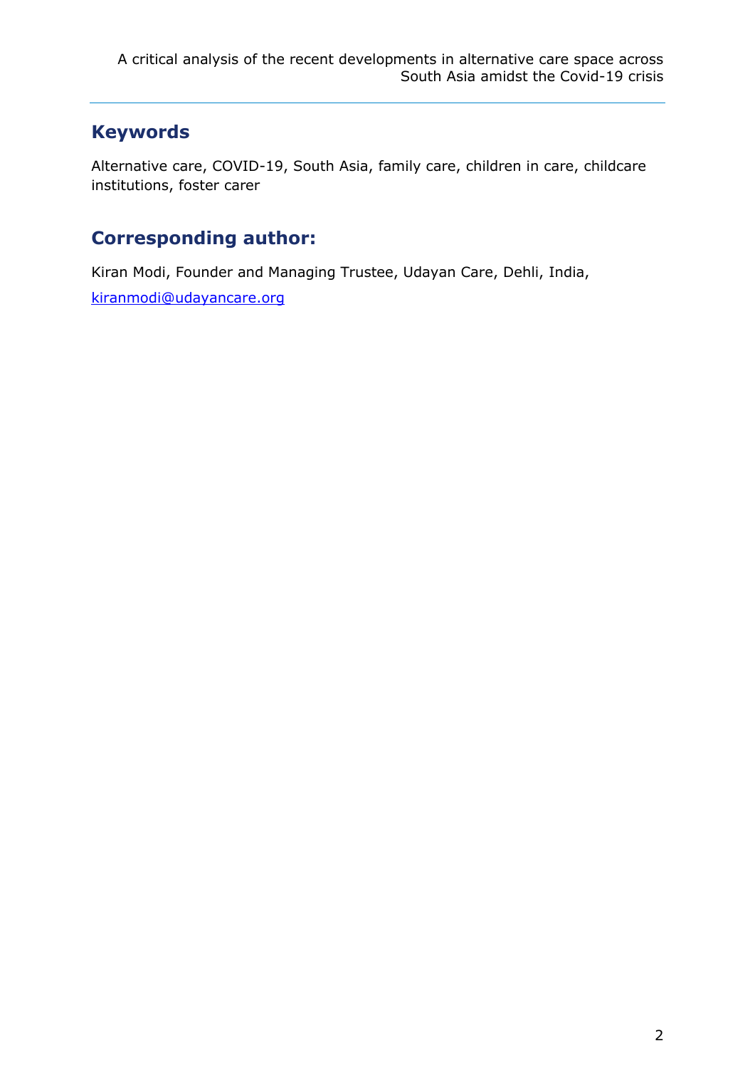## Keywords

Alternative care, COVID-19, South Asia, family care, children in care, childcare institutions, foster carer

## Corresponding author:

Kiran Modi, Founder and Managing Trustee, Udayan Care, Dehli, India,

kiranmodi@udayancare.org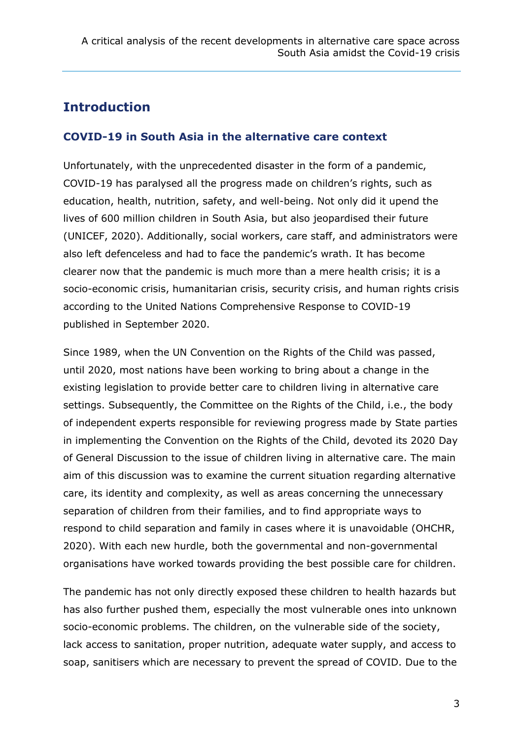# Introduction

## COVID-19 in South Asia in the alternative care context

Unfortunately, with the unprecedented disaster in the form of a pandemic, COVID-19 has paralysed all the progress made on children's rights, such as education, health, nutrition, safety, and well-being. Not only did it upend the lives of 600 million children in South Asia, but also jeopardised their future (UNICEF, 2020). Additionally, social workers, care staff, and administrators were also left defenceless and had to face the pandemic's wrath. It has become clearer now that the pandemic is much more than a mere health crisis; it is a socio-economic crisis, humanitarian crisis, security crisis, and human rights crisis according to the United Nations Comprehensive Response to COVID-19 published in September 2020.

Since 1989, when the UN Convention on the Rights of the Child was passed, until 2020, most nations have been working to bring about a change in the existing legislation to provide better care to children living in alternative care settings. Subsequently, the Committee on the Rights of the Child, i.e., the body of independent experts responsible for reviewing progress made by State parties in implementing the Convention on the Rights of the Child, devoted its 2020 Day of General Discussion to the issue of children living in alternative care. The main aim of this discussion was to examine the current situation regarding alternative care, its identity and complexity, as well as areas concerning the unnecessary separation of children from their families, and to find appropriate ways to respond to child separation and family in cases where it is unavoidable (OHCHR, 2020). With each new hurdle, both the governmental and non-governmental organisations have worked towards providing the best possible care for children.

The pandemic has not only directly exposed these children to health hazards but has also further pushed them, especially the most vulnerable ones into unknown socio-economic problems. The children, on the vulnerable side of the society, lack access to sanitation, proper nutrition, adequate water supply, and access to soap, sanitisers which are necessary to prevent the spread of COVID. Due to the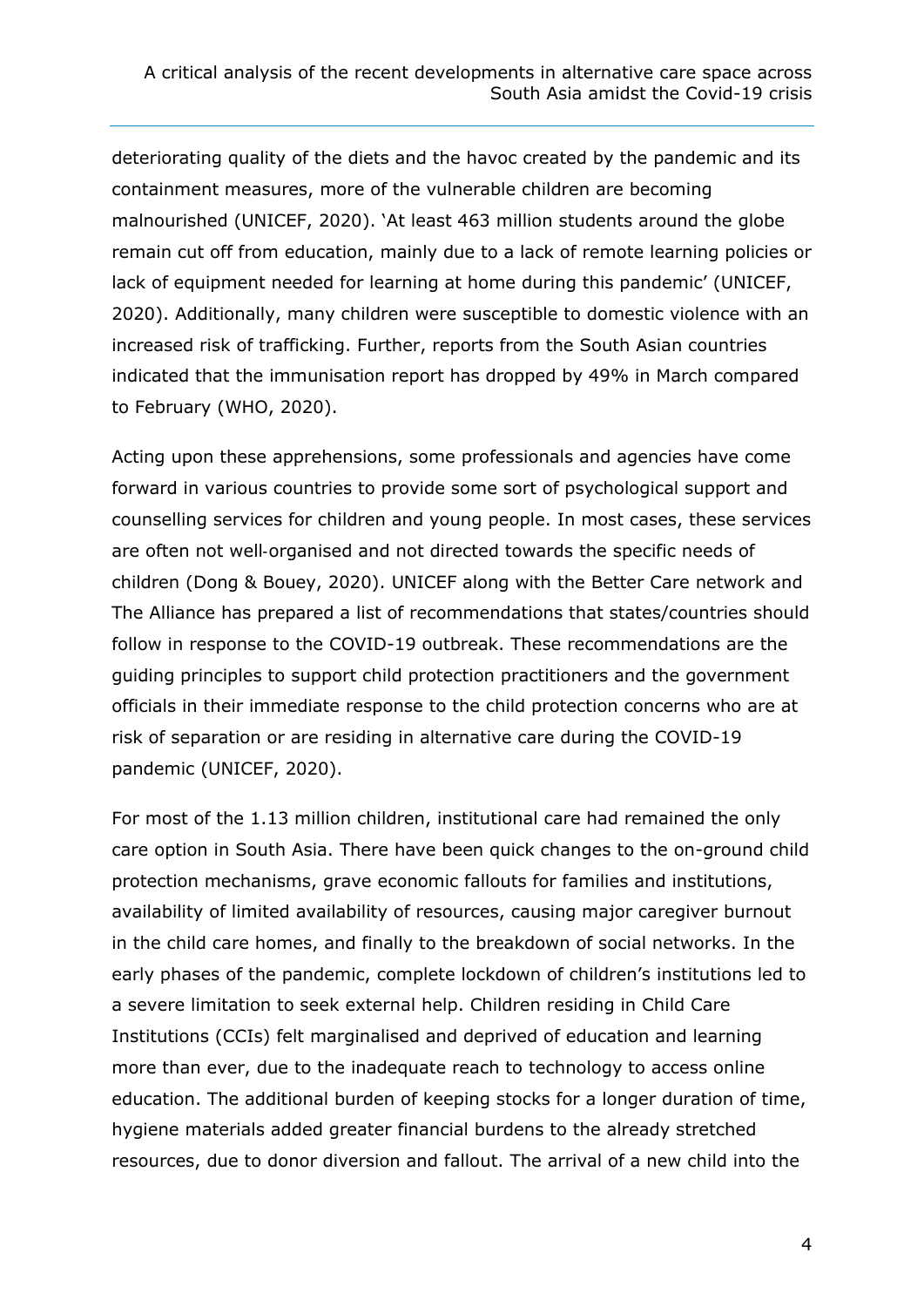deteriorating quality of the diets and the havoc created by the pandemic and its containment measures, more of the vulnerable children are becoming malnourished (UNICEF, 2020). 'At least 463 million students around the globe remain cut off from education, mainly due to a lack of remote learning policies or lack of equipment needed for learning at home during this pandemic' (UNICEF, 2020). Additionally, many children were susceptible to domestic violence with an increased risk of trafficking. Further, reports from the South Asian countries indicated that the immunisation report has dropped by 49% in March compared to February (WHO, 2020).

Acting upon these apprehensions, some professionals and agencies have come forward in various countries to provide some sort of psychological support and counselling services for children and young people. In most cases, these services are often not well-organised and not directed towards the specific needs of children (Dong & Bouey, 2020). UNICEF along with the Better Care network and The Alliance has prepared a list of recommendations that states/countries should follow in response to the COVID-19 outbreak. These recommendations are the guiding principles to support child protection practitioners and the government officials in their immediate response to the child protection concerns who are at risk of separation or are residing in alternative care during the COVID-19 pandemic (UNICEF, 2020).

For most of the 1.13 million children, institutional care had remained the only care option in South Asia. There have been quick changes to the on-ground child protection mechanisms, grave economic fallouts for families and institutions, availability of limited availability of resources, causing major caregiver burnout in the child care homes, and finally to the breakdown of social networks. In the early phases of the pandemic, complete lockdown of children's institutions led to a severe limitation to seek external help. Children residing in Child Care Institutions (CCIs) felt marginalised and deprived of education and learning more than ever, due to the inadequate reach to technology to access online education. The additional burden of keeping stocks for a longer duration of time, hygiene materials added greater financial burdens to the already stretched resources, due to donor diversion and fallout. The arrival of a new child into the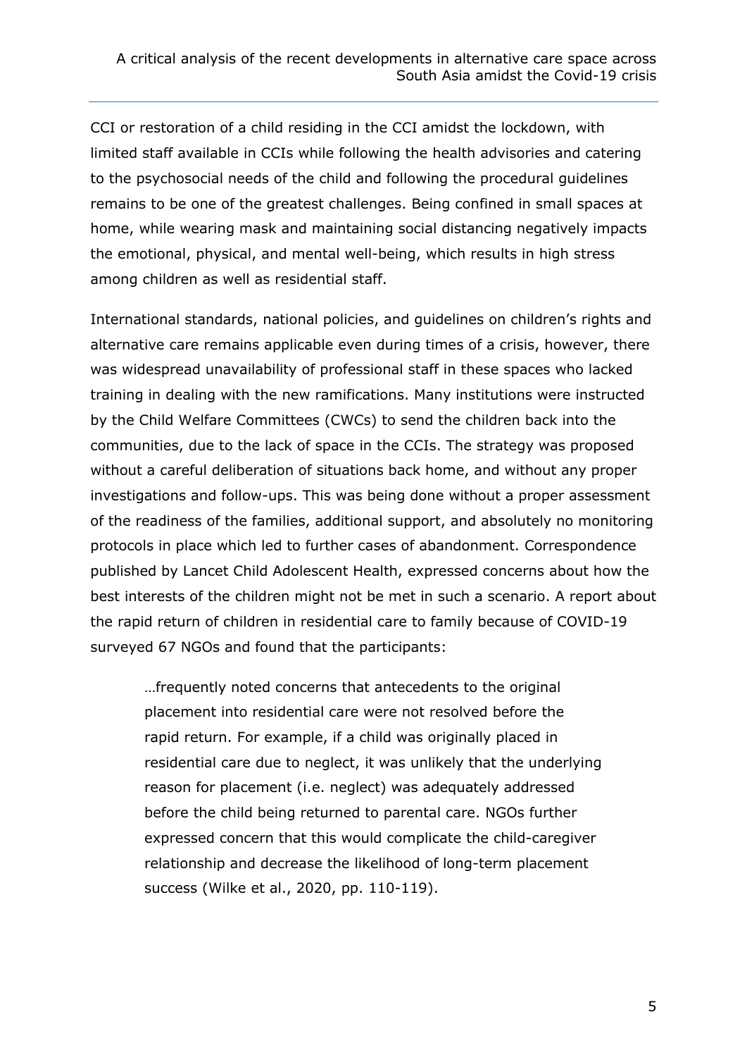CCI or restoration of a child residing in the CCI amidst the lockdown, with limited staff available in CCIs while following the health advisories and catering to the psychosocial needs of the child and following the procedural guidelines remains to be one of the greatest challenges. Being confined in small spaces at home, while wearing mask and maintaining social distancing negatively impacts the emotional, physical, and mental well-being, which results in high stress among children as well as residential staff.

International standards, national policies, and guidelines on children's rights and alternative care remains applicable even during times of a crisis, however, there was widespread unavailability of professional staff in these spaces who lacked training in dealing with the new ramifications. Many institutions were instructed by the Child Welfare Committees (CWCs) to send the children back into the communities, due to the lack of space in the CCIs. The strategy was proposed without a careful deliberation of situations back home, and without any proper investigations and follow-ups. This was being done without a proper assessment of the readiness of the families, additional support, and absolutely no monitoring protocols in place which led to further cases of abandonment. Correspondence published by Lancet Child Adolescent Health, expressed concerns about how the best interests of the children might not be met in such a scenario. A report about the rapid return of children in residential care to family because of COVID-19 surveyed 67 NGOs and found that the participants:

> …frequently noted concerns that antecedents to the original placement into residential care were not resolved before the rapid return. For example, if a child was originally placed in residential care due to neglect, it was unlikely that the underlying reason for placement (i.e. neglect) was adequately addressed before the child being returned to parental care. NGOs further expressed concern that this would complicate the child-caregiver relationship and decrease the likelihood of long-term placement success (Wilke et al., 2020, pp. 110-119).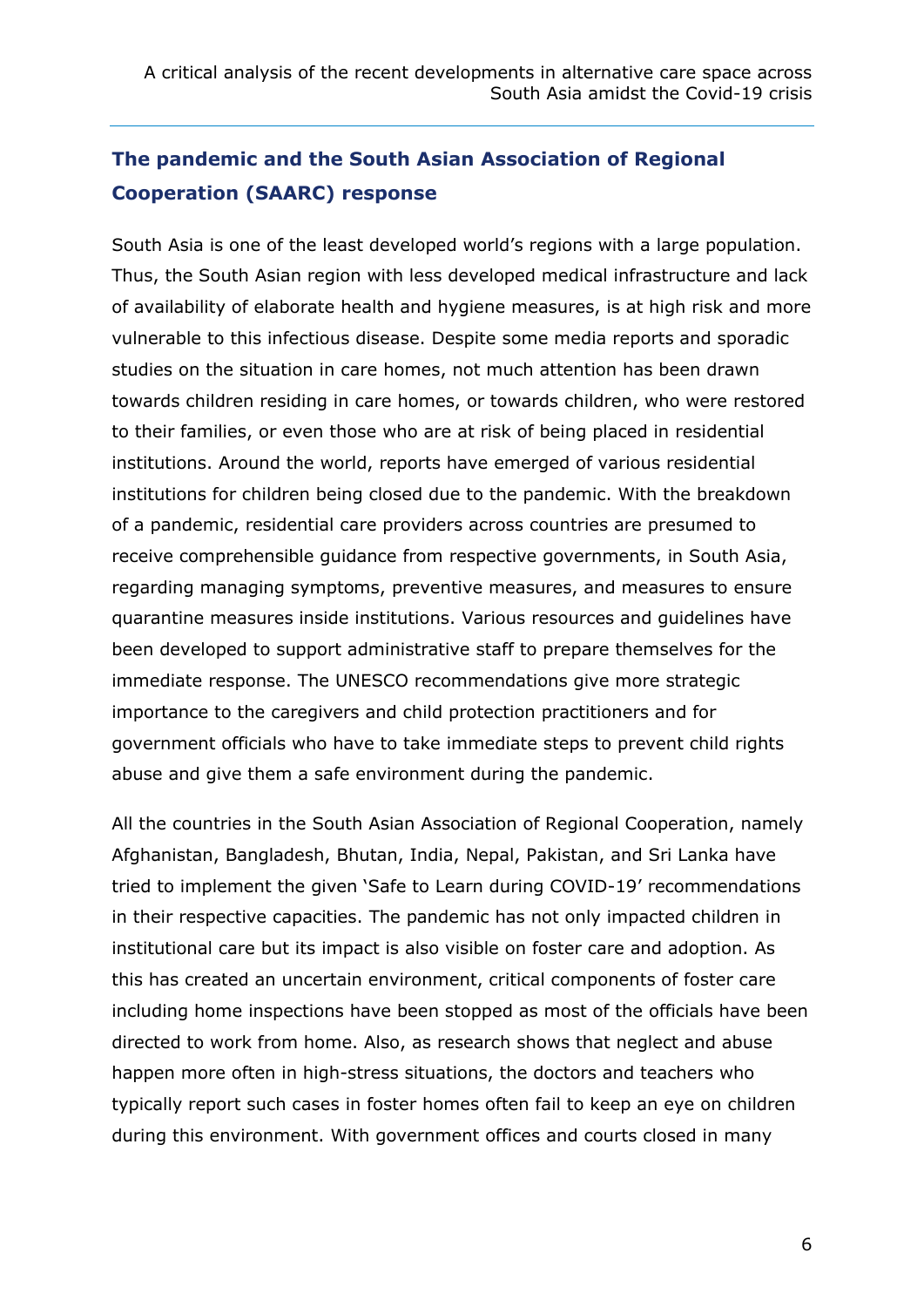## The pandemic and the South Asian Association of Regional Cooperation (SAARC) response

South Asia is one of the least developed world's regions with a large population. Thus, the South Asian region with less developed medical infrastructure and lack of availability of elaborate health and hygiene measures, is at high risk and more vulnerable to this infectious disease. Despite some media reports and sporadic studies on the situation in care homes, not much attention has been drawn towards children residing in care homes, or towards children, who were restored to their families, or even those who are at risk of being placed in residential institutions. Around the world, reports have emerged of various residential institutions for children being closed due to the pandemic. With the breakdown of a pandemic, residential care providers across countries are presumed to receive comprehensible guidance from respective governments, in South Asia, regarding managing symptoms, preventive measures, and measures to ensure quarantine measures inside institutions. Various resources and guidelines have been developed to support administrative staff to prepare themselves for the immediate response. The UNESCO recommendations give more strategic importance to the caregivers and child protection practitioners and for government officials who have to take immediate steps to prevent child rights abuse and give them a safe environment during the pandemic.

All the countries in the South Asian Association of Regional Cooperation, namely Afghanistan, Bangladesh, Bhutan, India, Nepal, Pakistan, and Sri Lanka have tried to implement the given 'Safe to Learn during COVID-19' recommendations in their respective capacities. The pandemic has not only impacted children in institutional care but its impact is also visible on foster care and adoption. As this has created an uncertain environment, critical components of foster care including home inspections have been stopped as most of the officials have been directed to work from home. Also, as research shows that neglect and abuse happen more often in high-stress situations, the doctors and teachers who typically report such cases in foster homes often fail to keep an eye on children during this environment. With government offices and courts closed in many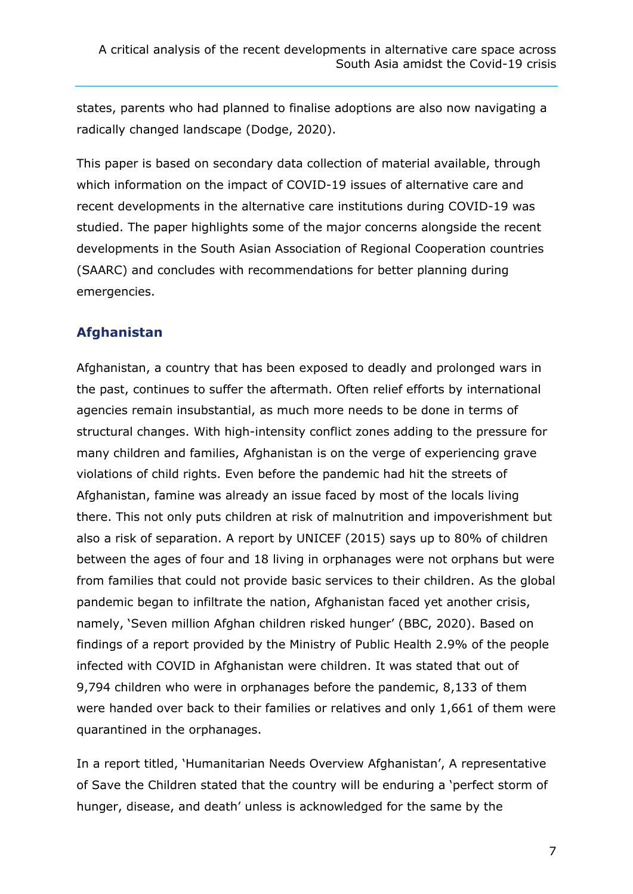states, parents who had planned to finalise adoptions are also now navigating a radically changed landscape (Dodge, 2020).

This paper is based on secondary data collection of material available, through which information on the impact of COVID-19 issues of alternative care and recent developments in the alternative care institutions during COVID-19 was studied. The paper highlights some of the major concerns alongside the recent developments in the South Asian Association of Regional Cooperation countries (SAARC) and concludes with recommendations for better planning during emergencies.

## Afghanistan

Afghanistan, a country that has been exposed to deadly and prolonged wars in the past, continues to suffer the aftermath. Often relief efforts by international agencies remain insubstantial, as much more needs to be done in terms of structural changes. With high-intensity conflict zones adding to the pressure for many children and families, Afghanistan is on the verge of experiencing grave violations of child rights. Even before the pandemic had hit the streets of Afghanistan, famine was already an issue faced by most of the locals living there. This not only puts children at risk of malnutrition and impoverishment but also a risk of separation. A report by UNICEF (2015) says up to 80% of children between the ages of four and 18 living in orphanages were not orphans but were from families that could not provide basic services to their children. As the global pandemic began to infiltrate the nation, Afghanistan faced yet another crisis, namely, 'Seven million Afghan children risked hunger' (BBC, 2020). Based on findings of a report provided by the Ministry of Public Health 2.9% of the people infected with COVID in Afghanistan were children. It was stated that out of 9,794 children who were in orphanages before the pandemic, 8,133 of them were handed over back to their families or relatives and only 1,661 of them were quarantined in the orphanages.

In a report titled, 'Humanitarian Needs Overview Afghanistan', A representative of Save the Children stated that the country will be enduring a 'perfect storm of hunger, disease, and death' unless is acknowledged for the same by the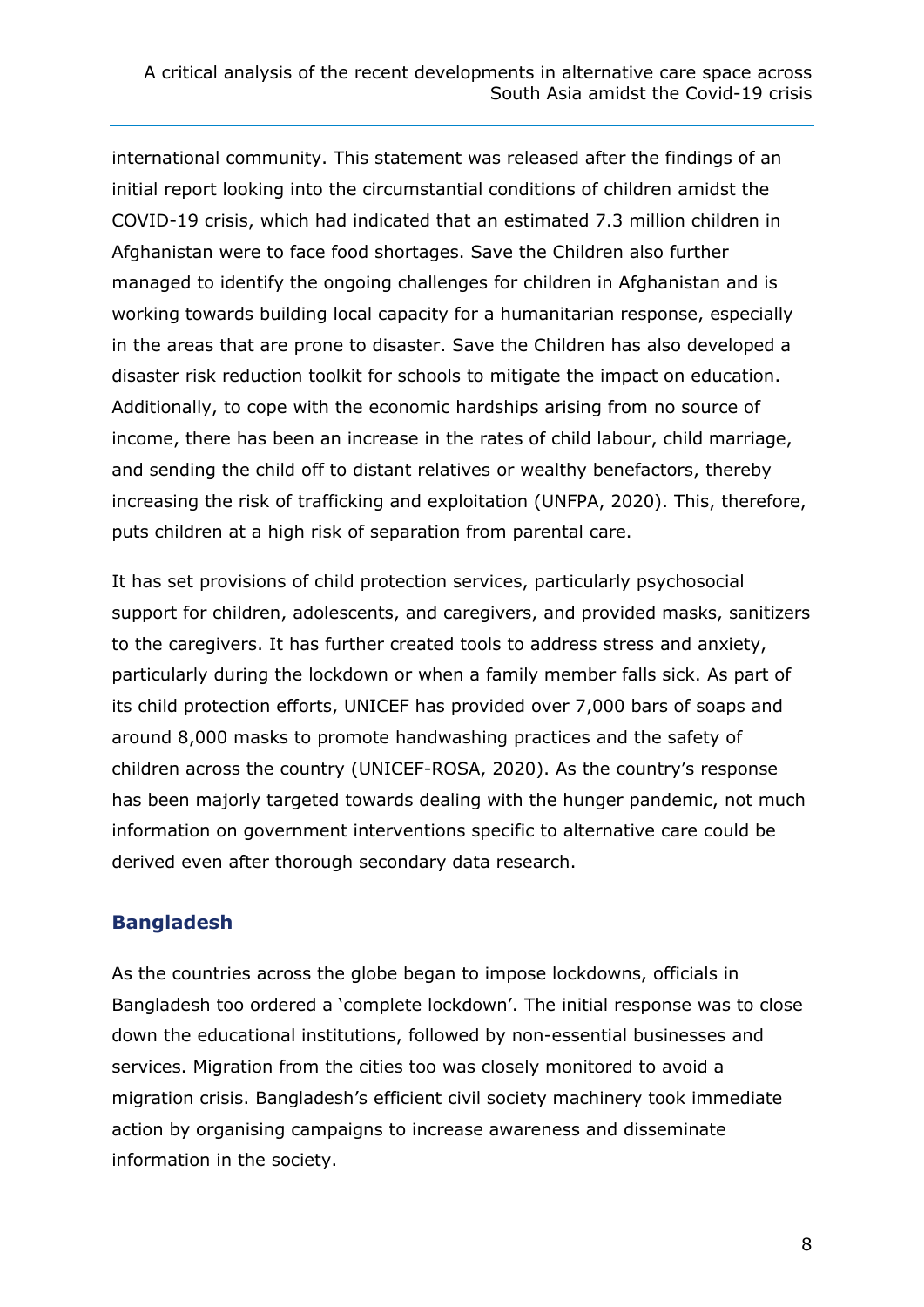international community. This statement was released after the findings of an initial report looking into the circumstantial conditions of children amidst the COVID-19 crisis, which had indicated that an estimated 7.3 million children in Afghanistan were to face food shortages. Save the Children also further managed to identify the ongoing challenges for children in Afghanistan and is working towards building local capacity for a humanitarian response, especially in the areas that are prone to disaster. Save the Children has also developed a disaster risk reduction toolkit for schools to mitigate the impact on education. Additionally, to cope with the economic hardships arising from no source of income, there has been an increase in the rates of child labour, child marriage, and sending the child off to distant relatives or wealthy benefactors, thereby increasing the risk of trafficking and exploitation (UNFPA, 2020). This, therefore, puts children at a high risk of separation from parental care.

It has set provisions of child protection services, particularly psychosocial support for children, adolescents, and caregivers, and provided masks, sanitizers to the caregivers. It has further created tools to address stress and anxiety, particularly during the lockdown or when a family member falls sick. As part of its child protection efforts, UNICEF has provided over 7,000 bars of soaps and around 8,000 masks to promote handwashing practices and the safety of children across the country (UNICEF-ROSA, 2020). As the country's response has been majorly targeted towards dealing with the hunger pandemic, not much information on government interventions specific to alternative care could be derived even after thorough secondary data research.

## Bangladesh

As the countries across the globe began to impose lockdowns, officials in Bangladesh too ordered a 'complete lockdown'. The initial response was to close down the educational institutions, followed by non-essential businesses and services. Migration from the cities too was closely monitored to avoid a migration crisis. Bangladesh's efficient civil society machinery took immediate action by organising campaigns to increase awareness and disseminate information in the society.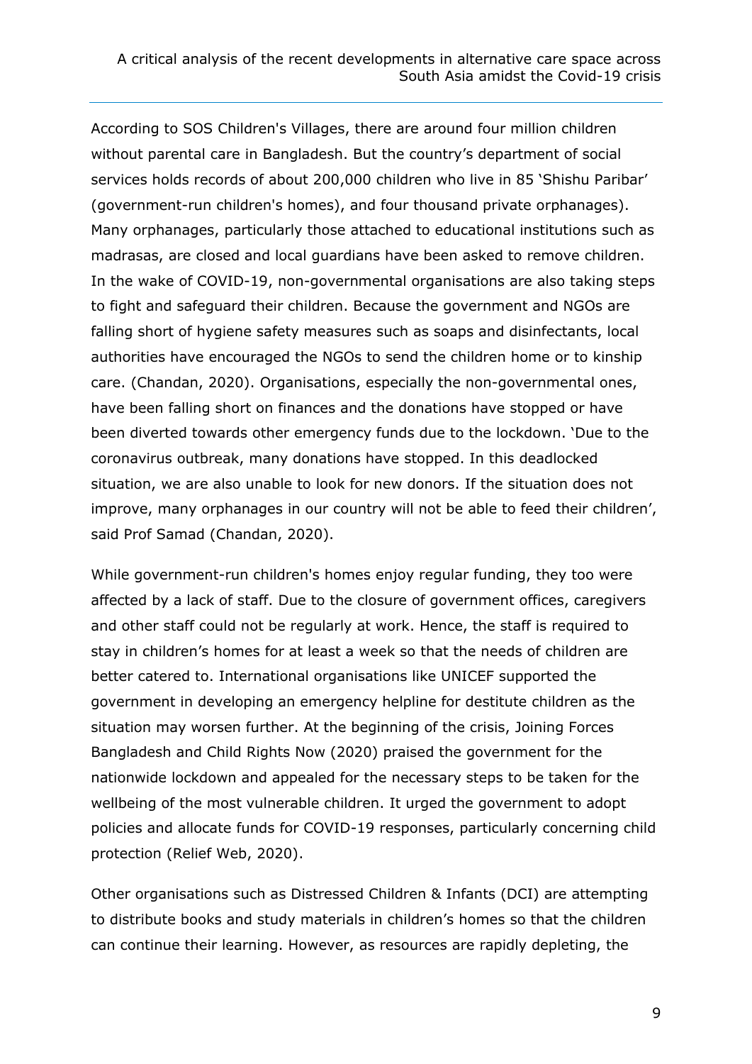According to SOS Children's Villages, there are around four million children without parental care in Bangladesh. But the country's department of social services holds records of about 200,000 children who live in 85 'Shishu Paribar' (government-run children's homes), and four thousand private orphanages). Many orphanages, particularly those attached to educational institutions such as madrasas, are closed and local guardians have been asked to remove children. In the wake of COVID-19, non-governmental organisations are also taking steps to fight and safeguard their children. Because the government and NGOs are falling short of hygiene safety measures such as soaps and disinfectants, local authorities have encouraged the NGOs to send the children home or to kinship care. (Chandan, 2020). Organisations, especially the non-governmental ones, have been falling short on finances and the donations have stopped or have been diverted towards other emergency funds due to the lockdown. 'Due to the coronavirus outbreak, many donations have stopped. In this deadlocked situation, we are also unable to look for new donors. If the situation does not improve, many orphanages in our country will not be able to feed their children', said Prof Samad (Chandan, 2020).

While government-run children's homes enjoy regular funding, they too were affected by a lack of staff. Due to the closure of government offices, caregivers and other staff could not be regularly at work. Hence, the staff is required to stay in children's homes for at least a week so that the needs of children are better catered to. International organisations like UNICEF supported the government in developing an emergency helpline for destitute children as the situation may worsen further. At the beginning of the crisis, Joining Forces Bangladesh and Child Rights Now (2020) praised the government for the nationwide lockdown and appealed for the necessary steps to be taken for the wellbeing of the most vulnerable children. It urged the government to adopt policies and allocate funds for COVID-19 responses, particularly concerning child protection (Relief Web, 2020).

Other organisations such as Distressed Children & Infants (DCI) are attempting to distribute books and study materials in children's homes so that the children can continue their learning. However, as resources are rapidly depleting, the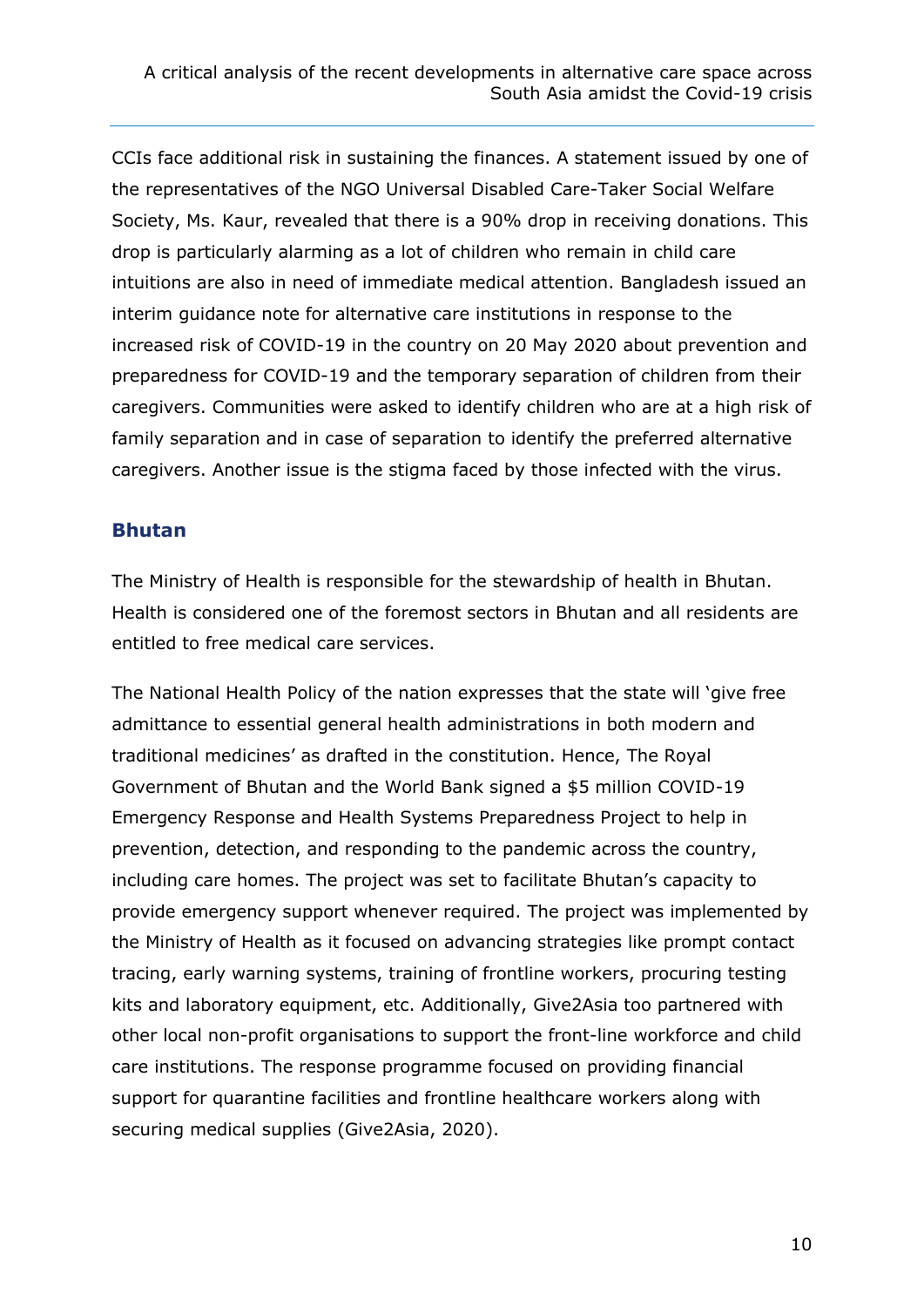CCIs face additional risk in sustaining the finances. A statement issued by one of the representatives of the NGO Universal Disabled Care-Taker Social Welfare Society, Ms. Kaur, revealed that there is a 90% drop in receiving donations. This drop is particularly alarming as a lot of children who remain in child care intuitions are also in need of immediate medical attention. Bangladesh issued an interim guidance note for alternative care institutions in response to the increased risk of COVID-19 in the country on 20 May 2020 about prevention and preparedness for COVID-19 and the temporary separation of children from their caregivers. Communities were asked to identify children who are at a high risk of family separation and in case of separation to identify the preferred alternative caregivers. Another issue is the stigma faced by those infected with the virus.

## Bhutan

The Ministry of Health is responsible for the stewardship of health in Bhutan. Health is considered one of the foremost sectors in Bhutan and all residents are entitled to free medical care services.

The National Health Policy of the nation expresses that the state will 'give free admittance to essential general health administrations in both modern and traditional medicines' as drafted in the constitution. Hence, The Royal Government of Bhutan and the World Bank signed a $5 million COVID-19 Emergency Response and Health Systems Preparedness Project to help in prevention, detection, and responding to the pandemic across the country, including care homes. The project was set to facilitate Bhutan's capacity to provide emergency support whenever required. The project was implemented by the Ministry of Health as it focused on advancing strategies like prompt contact tracing, early warning systems, training of frontline workers, procuring testing kits and laboratory equipment, etc. Additionally, Give2Asia too partnered with other local non-profit organisations to support the front-line workforce and child care institutions. The response programme focused on providing financial support for quarantine facilities and frontline healthcare workers along with securing medical supplies (Give2Asia, 2020).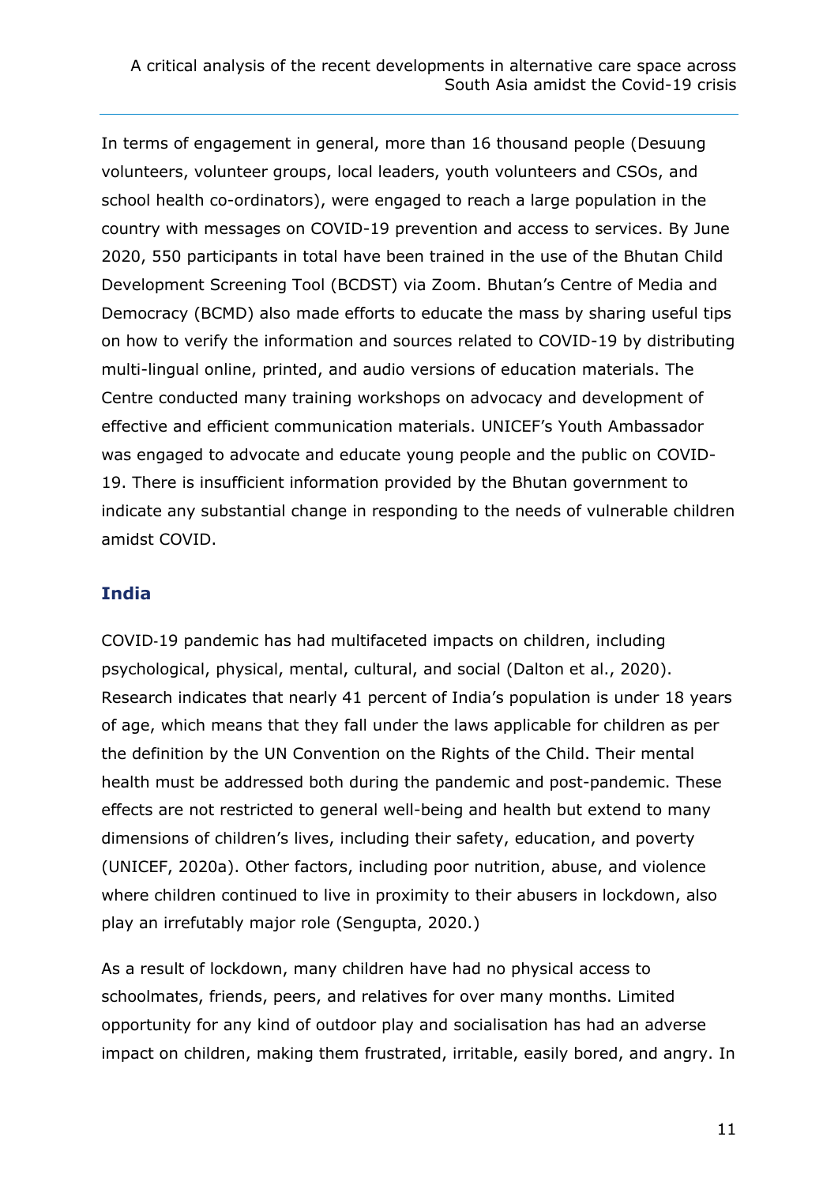In terms of engagement in general, more than 16 thousand people (Desuung volunteers, volunteer groups, local leaders, youth volunteers and CSOs, and school health co-ordinators), were engaged to reach a large population in the country with messages on COVID-19 prevention and access to services. By June 2020, 550 participants in total have been trained in the use of the Bhutan Child Development Screening Tool (BCDST) via Zoom. Bhutan's Centre of Media and Democracy (BCMD) also made efforts to educate the mass by sharing useful tips on how to verify the information and sources related to COVID-19 by distributing multi-lingual online, printed, and audio versions of education materials. The Centre conducted many training workshops on advocacy and development of effective and efficient communication materials. UNICEF's Youth Ambassador was engaged to advocate and educate young people and the public on COVID-19. There is insufficient information provided by the Bhutan government to indicate any substantial change in responding to the needs of vulnerable children amidst COVID.

## India

COVID-19 pandemic has had multifaceted impacts on children, including psychological, physical, mental, cultural, and social (Dalton et al., 2020). Research indicates that nearly 41 percent of India's population is under 18 years of age, which means that they fall under the laws applicable for children as per the definition by the UN Convention on the Rights of the Child. Their mental health must be addressed both during the pandemic and post-pandemic. These effects are not restricted to general well-being and health but extend to many dimensions of children's lives, including their safety, education, and poverty (UNICEF, 2020a). Other factors, including poor nutrition, abuse, and violence where children continued to live in proximity to their abusers in lockdown, also play an irrefutably major role (Sengupta, 2020.)

As a result of lockdown, many children have had no physical access to schoolmates, friends, peers, and relatives for over many months. Limited opportunity for any kind of outdoor play and socialisation has had an adverse impact on children, making them frustrated, irritable, easily bored, and angry. In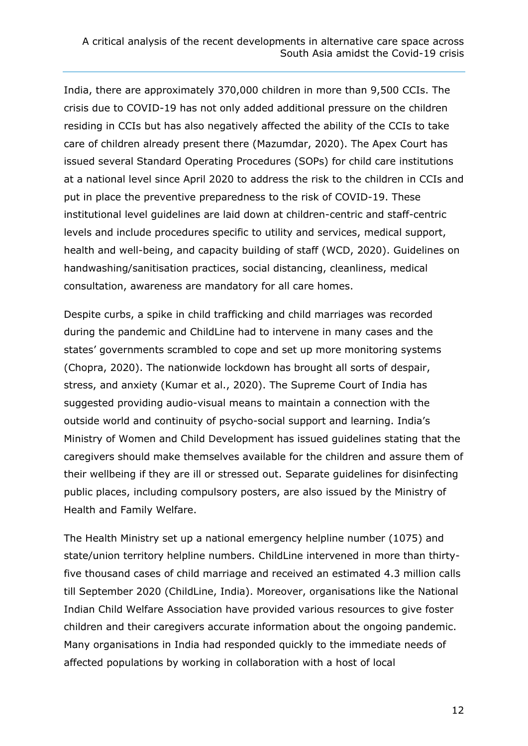India, there are approximately 370,000 children in more than 9,500 CCIs. The crisis due to COVID-19 has not only added additional pressure on the children residing in CCIs but has also negatively affected the ability of the CCIs to take care of children already present there (Mazumdar, 2020). The Apex Court has issued several Standard Operating Procedures (SOPs) for child care institutions at a national level since April 2020 to address the risk to the children in CCIs and put in place the preventive preparedness to the risk of COVID-19. These institutional level guidelines are laid down at children-centric and staff-centric levels and include procedures specific to utility and services, medical support, health and well-being, and capacity building of staff (WCD, 2020). Guidelines on handwashing/sanitisation practices, social distancing, cleanliness, medical consultation, awareness are mandatory for all care homes.

Despite curbs, a spike in child trafficking and child marriages was recorded during the pandemic and ChildLine had to intervene in many cases and the states' governments scrambled to cope and set up more monitoring systems (Chopra, 2020). The nationwide lockdown has brought all sorts of despair, stress, and anxiety (Kumar et al., 2020). The Supreme Court of India has suggested providing audio-visual means to maintain a connection with the outside world and continuity of psycho-social support and learning. India's Ministry of Women and Child Development has issued guidelines stating that the caregivers should make themselves available for the children and assure them of their wellbeing if they are ill or stressed out. Separate guidelines for disinfecting public places, including compulsory posters, are also issued by the Ministry of Health and Family Welfare.

The Health Ministry set up a national emergency helpline number (1075) and state/union territory helpline numbers. ChildLine intervened in more than thirty-five thousand cases of child marriage and received an estimated 4.3 million calls till September 2020 (ChildLine, India). Moreover, organisations like the National Indian Child Welfare Association have provided various resources to give foster children and their caregivers accurate information about the ongoing pandemic. Many organisations in India had responded quickly to the immediate needs of affected populations by working in collaboration with a host of local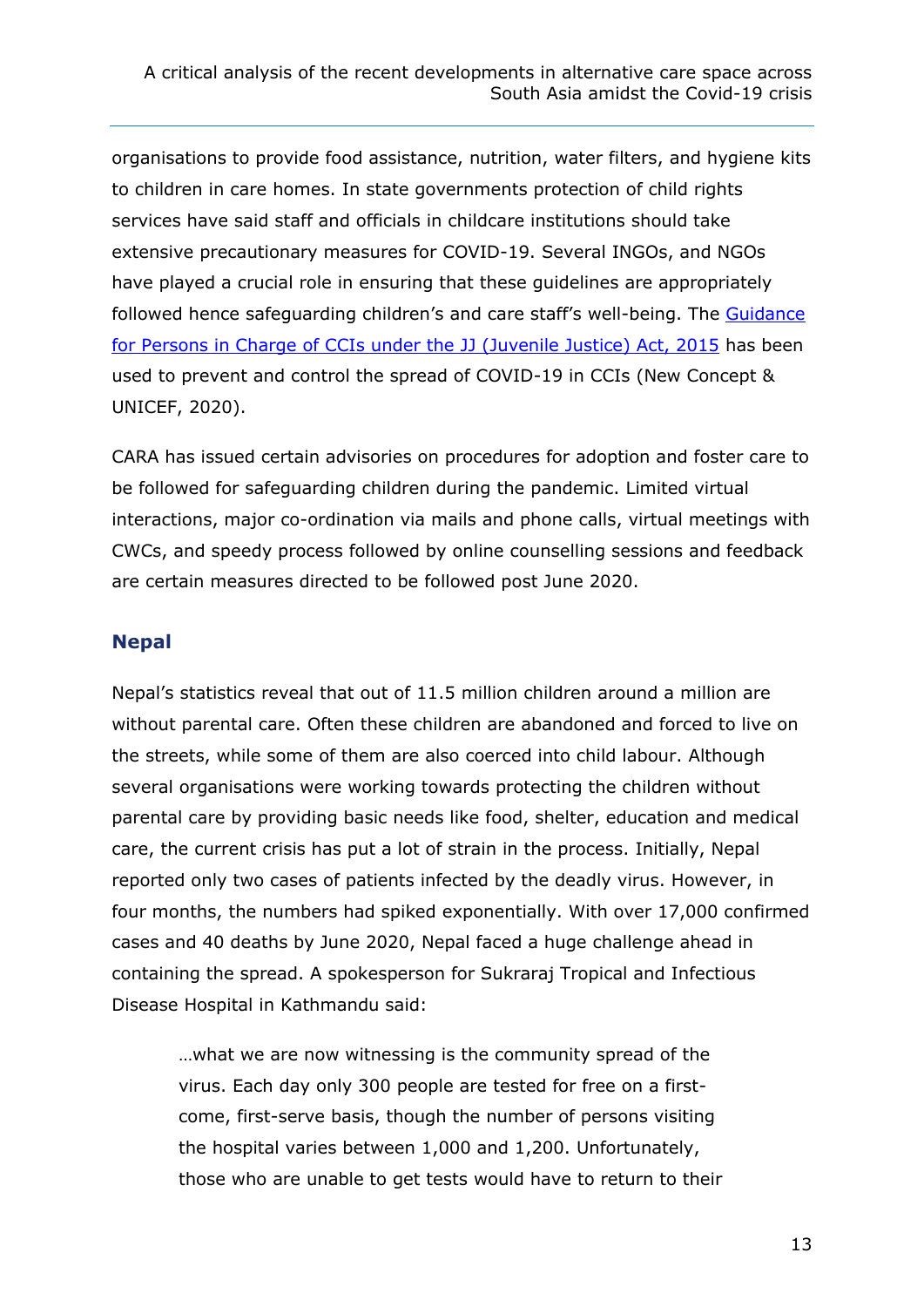organisations to provide food assistance, nutrition, water filters, and hygiene kits to children in care homes. In state governments protection of child rights services have said staff and officials in childcare institutions should take extensive precautionary measures for COVID-19. Several INGOs, and NGOs have played a crucial role in ensuring that these guidelines are appropriately followed hence safeguarding children's and care staff's well-being. The [Guidance for Persons in Charge of CCIs under the JJ (Juvenile Justice) Act, 2015]() has been used to prevent and control the spread of COVID-19 in CCIs (New Concept & UNICEF, 2020).

CARA has issued certain advisories on procedures for adoption and foster care to be followed for safeguarding children during the pandemic. Limited virtual interactions, major co-ordination via mails and phone calls, virtual meetings with CWCs, and speedy process followed by online counselling sessions and feedback are certain measures directed to be followed post June 2020.

## Nepal

Nepal's statistics reveal that out of 11.5 million children around a million are without parental care. Often these children are abandoned and forced to live on the streets, while some of them are also coerced into child labour. Although several organisations were working towards protecting the children without parental care by providing basic needs like food, shelter, education and medical care, the current crisis has put a lot of strain in the process. Initially, Nepal reported only two cases of patients infected by the deadly virus. However, in four months, the numbers had spiked exponentially. With over 17,000 confirmed cases and 40 deaths by June 2020, Nepal faced a huge challenge ahead in containing the spread. A spokesperson for Sukraraj Tropical and Infectious Disease Hospital in Kathmandu said:

> …what we are now witnessing is the community spread of the virus. Each day only 300 people are tested for free on a first-come, first-serve basis, though the number of persons visiting the hospital varies between 1,000 and 1,200. Unfortunately, those who are unable to get tests would have to return to their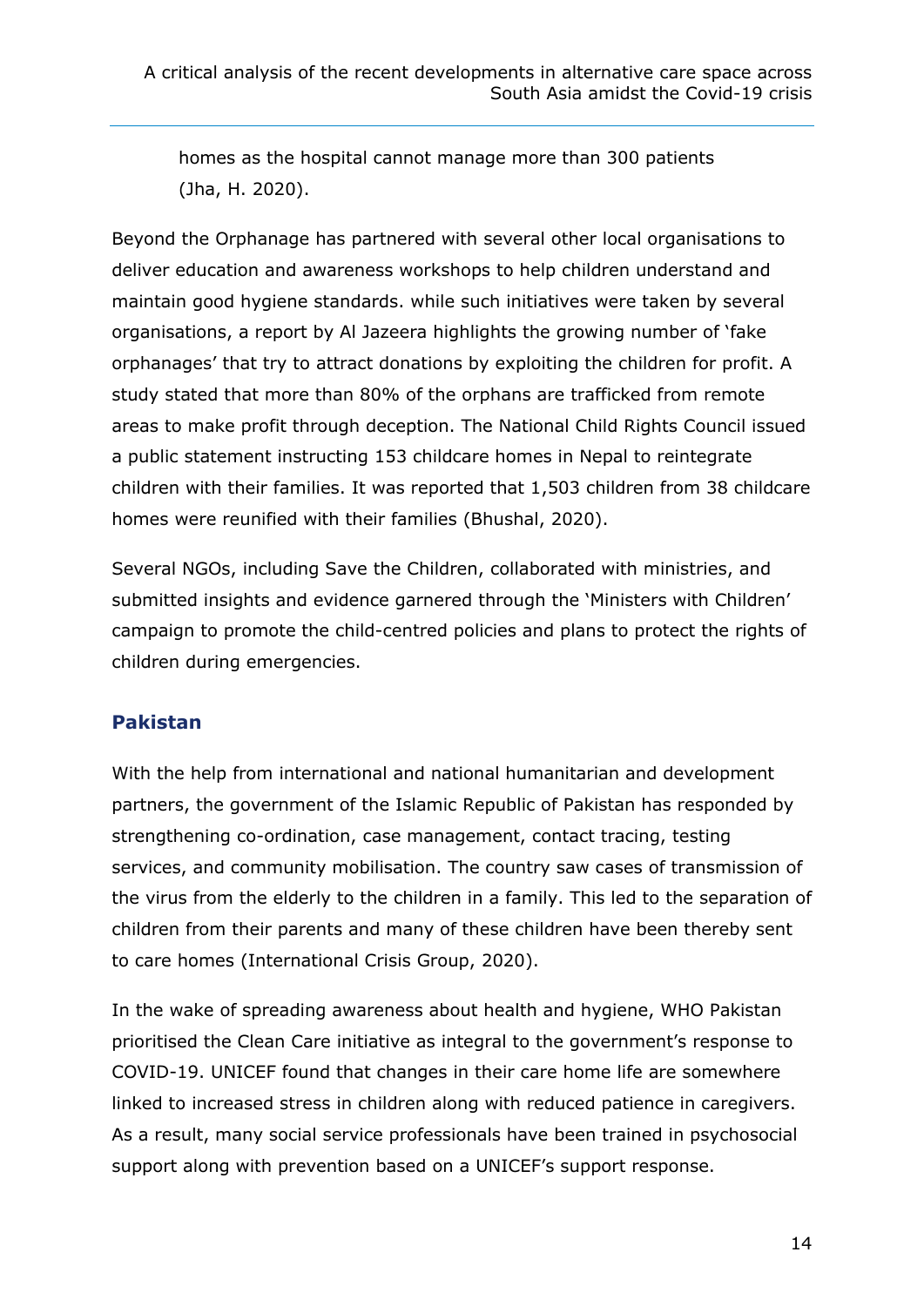homes as the hospital cannot manage more than 300 patients (Jha, H. 2020).

Beyond the Orphanage has partnered with several other local organisations to deliver education and awareness workshops to help children understand and maintain good hygiene standards. while such initiatives were taken by several organisations, a report by Al Jazeera highlights the growing number of 'fake orphanages' that try to attract donations by exploiting the children for profit. A study stated that more than 80% of the orphans are trafficked from remote areas to make profit through deception. The National Child Rights Council issued a public statement instructing 153 childcare homes in Nepal to reintegrate children with their families. It was reported that 1,503 children from 38 childcare homes were reunified with their families (Bhushal, 2020).

Several NGOs, including Save the Children, collaborated with ministries, and submitted insights and evidence garnered through the 'Ministers with Children' campaign to promote the child-centred policies and plans to protect the rights of children during emergencies.

## Pakistan

With the help from international and national humanitarian and development partners, the government of the Islamic Republic of Pakistan has responded by strengthening co-ordination, case management, contact tracing, testing services, and community mobilisation. The country saw cases of transmission of the virus from the elderly to the children in a family. This led to the separation of children from their parents and many of these children have been thereby sent to care homes (International Crisis Group, 2020).

In the wake of spreading awareness about health and hygiene, WHO Pakistan prioritised the Clean Care initiative as integral to the government's response to COVID-19. UNICEF found that changes in their care home life are somewhere linked to increased stress in children along with reduced patience in caregivers. As a result, many social service professionals have been trained in psychosocial support along with prevention based on a UNICEF's support response.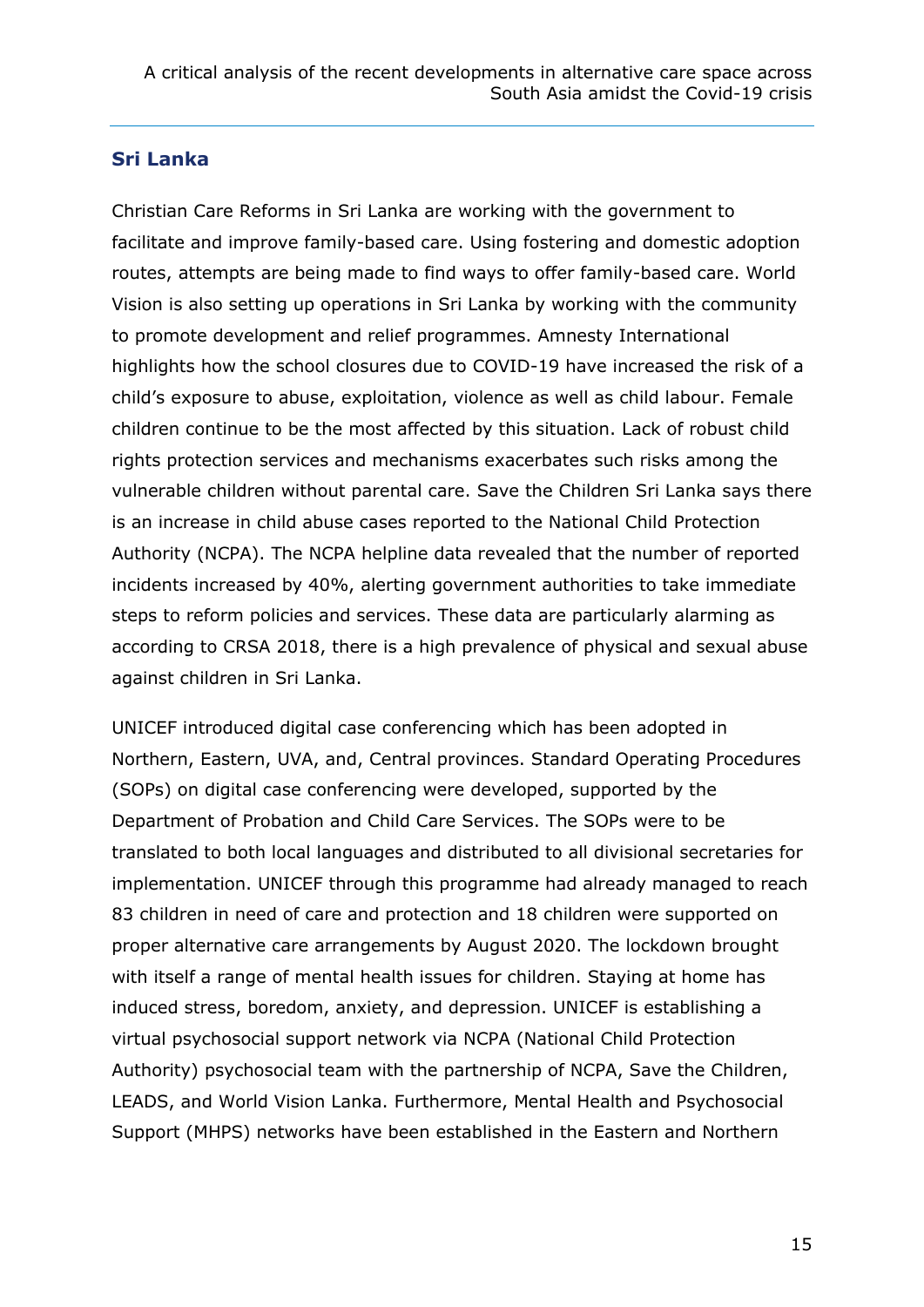## Sri Lanka

Christian Care Reforms in Sri Lanka are working with the government to facilitate and improve family-based care. Using fostering and domestic adoption routes, attempts are being made to find ways to offer family-based care. World Vision is also setting up operations in Sri Lanka by working with the community to promote development and relief programmes. Amnesty International highlights how the school closures due to COVID-19 have increased the risk of a child's exposure to abuse, exploitation, violence as well as child labour. Female children continue to be the most affected by this situation. Lack of robust child rights protection services and mechanisms exacerbates such risks among the vulnerable children without parental care. Save the Children Sri Lanka says there is an increase in child abuse cases reported to the National Child Protection Authority (NCPA). The NCPA helpline data revealed that the number of reported incidents increased by 40%, alerting government authorities to take immediate steps to reform policies and services. These data are particularly alarming as according to CRSA 2018, there is a high prevalence of physical and sexual abuse against children in Sri Lanka.

UNICEF introduced digital case conferencing which has been adopted in Northern, Eastern, UVA, and, Central provinces. Standard Operating Procedures (SOPs) on digital case conferencing were developed, supported by the Department of Probation and Child Care Services. The SOPs were to be translated to both local languages and distributed to all divisional secretaries for implementation. UNICEF through this programme had already managed to reach 83 children in need of care and protection and 18 children were supported on proper alternative care arrangements by August 2020. The lockdown brought with itself a range of mental health issues for children. Staying at home has induced stress, boredom, anxiety, and depression. UNICEF is establishing a virtual psychosocial support network via NCPA (National Child Protection Authority) psychosocial team with the partnership of NCPA, Save the Children, LEADS, and World Vision Lanka. Furthermore, Mental Health and Psychosocial Support (MHPS) networks have been established in the Eastern and Northern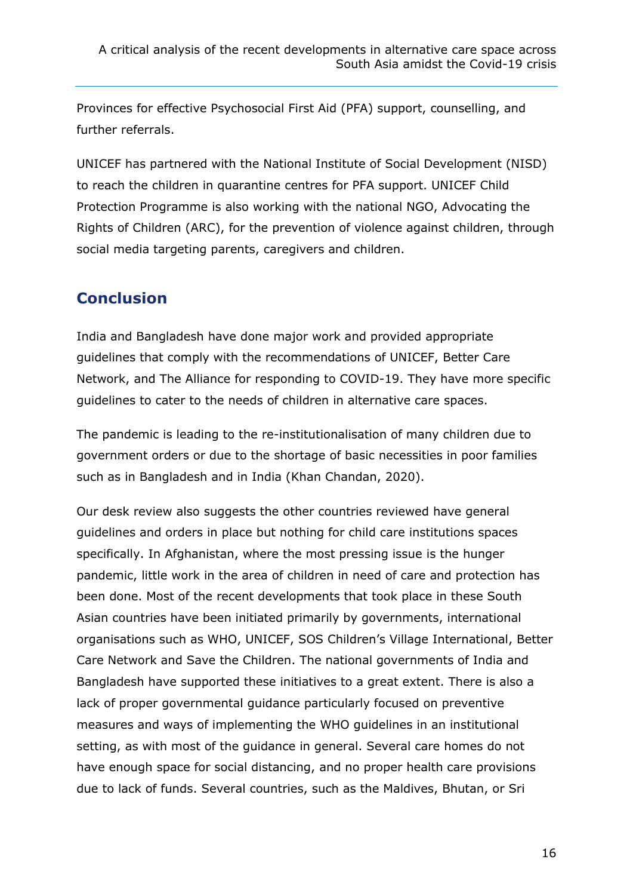Provinces for effective Psychosocial First Aid (PFA) support, counselling, and further referrals.

UNICEF has partnered with the National Institute of Social Development (NISD) to reach the children in quarantine centres for PFA support. UNICEF Child Protection Programme is also working with the national NGO, Advocating the Rights of Children (ARC), for the prevention of violence against children, through social media targeting parents, caregivers and children.

## Conclusion

India and Bangladesh have done major work and provided appropriate guidelines that comply with the recommendations of UNICEF, Better Care Network, and The Alliance for responding to COVID-19. They have more specific guidelines to cater to the needs of children in alternative care spaces.

The pandemic is leading to the re-institutionalisation of many children due to government orders or due to the shortage of basic necessities in poor families such as in Bangladesh and in India (Khan Chandan, 2020).

Our desk review also suggests the other countries reviewed have general guidelines and orders in place but nothing for child care institutions spaces specifically. In Afghanistan, where the most pressing issue is the hunger pandemic, little work in the area of children in need of care and protection has been done. Most of the recent developments that took place in these South Asian countries have been initiated primarily by governments, international organisations such as WHO, UNICEF, SOS Children's Village International, Better Care Network and Save the Children. The national governments of India and Bangladesh have supported these initiatives to a great extent. There is also a lack of proper governmental guidance particularly focused on preventive measures and ways of implementing the WHO guidelines in an institutional setting, as with most of the guidance in general. Several care homes do not have enough space for social distancing, and no proper health care provisions due to lack of funds. Several countries, such as the Maldives, Bhutan, or Sri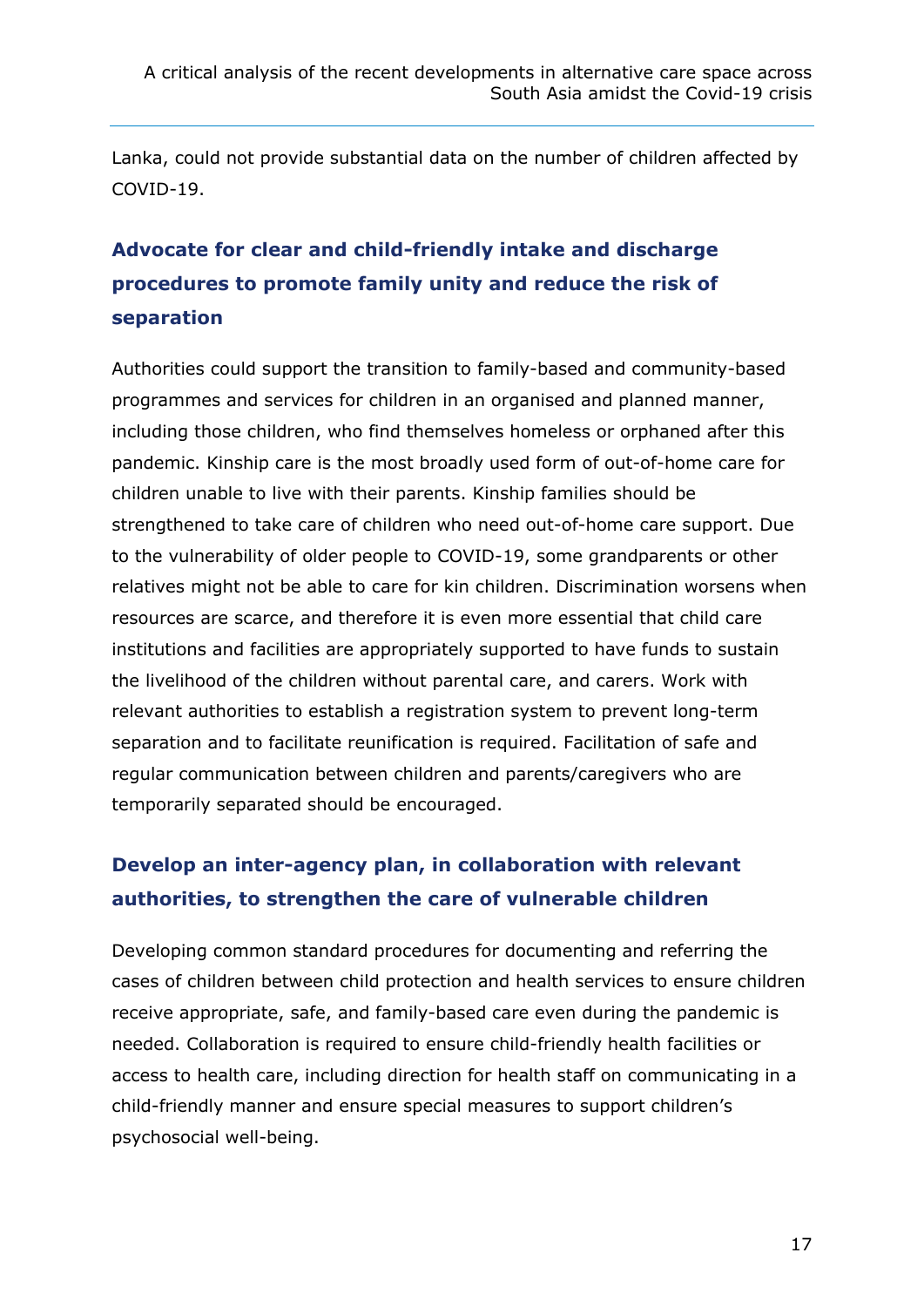Lanka, could not provide substantial data on the number of children affected by COVID-19.

### Advocate for clear and child-friendly intake and discharge procedures to promote family unity and reduce the risk of separation

Authorities could support the transition to family-based and community-based programmes and services for children in an organised and planned manner, including those children, who find themselves homeless or orphaned after this pandemic. Kinship care is the most broadly used form of out-of-home care for children unable to live with their parents. Kinship families should be strengthened to take care of children who need out-of-home care support. Due to the vulnerability of older people to COVID-19, some grandparents or other relatives might not be able to care for kin children. Discrimination worsens when resources are scarce, and therefore it is even more essential that child care institutions and facilities are appropriately supported to have funds to sustain the livelihood of the children without parental care, and carers. Work with relevant authorities to establish a registration system to prevent long-term separation and to facilitate reunification is required. Facilitation of safe and regular communication between children and parents/caregivers who are temporarily separated should be encouraged.

### Develop an inter-agency plan, in collaboration with relevant authorities, to strengthen the care of vulnerable children

Developing common standard procedures for documenting and referring the cases of children between child protection and health services to ensure children receive appropriate, safe, and family-based care even during the pandemic is needed. Collaboration is required to ensure child-friendly health facilities or access to health care, including direction for health staff on communicating in a child-friendly manner and ensure special measures to support children's psychosocial well-being.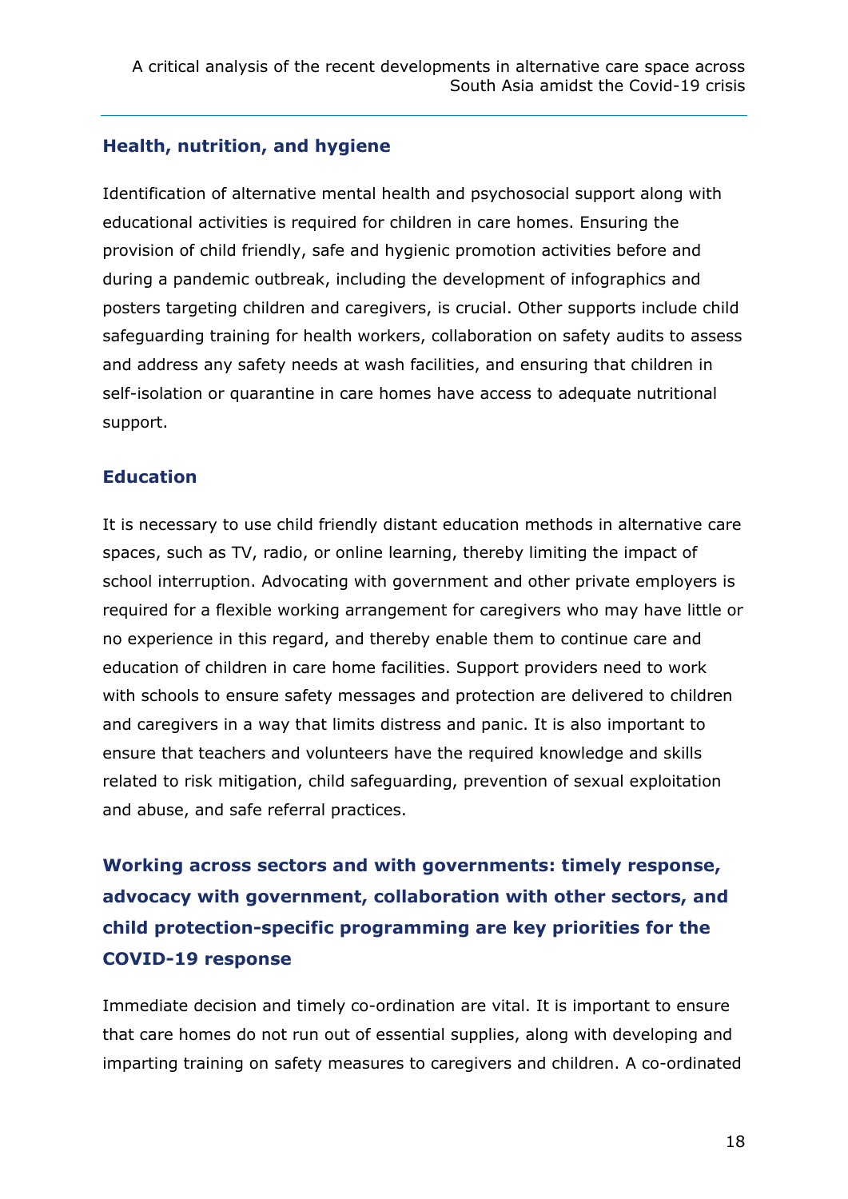### Health, nutrition, and hygiene

Identification of alternative mental health and psychosocial support along with educational activities is required for children in care homes. Ensuring the provision of child friendly, safe and hygienic promotion activities before and during a pandemic outbreak, including the development of infographics and posters targeting children and caregivers, is crucial. Other supports include child safeguarding training for health workers, collaboration on safety audits to assess and address any safety needs at wash facilities, and ensuring that children in self-isolation or quarantine in care homes have access to adequate nutritional support.

### Education

It is necessary to use child friendly distant education methods in alternative care spaces, such as TV, radio, or online learning, thereby limiting the impact of school interruption. Advocating with government and other private employers is required for a flexible working arrangement for caregivers who may have little or no experience in this regard, and thereby enable them to continue care and education of children in care home facilities. Support providers need to work with schools to ensure safety messages and protection are delivered to children and caregivers in a way that limits distress and panic. It is also important to ensure that teachers and volunteers have the required knowledge and skills related to risk mitigation, child safeguarding, prevention of sexual exploitation and abuse, and safe referral practices.

## Working across sectors and with governments: timely response, advocacy with government, collaboration with other sectors, and child protection-specific programming are key priorities for the COVID-19 response

Immediate decision and timely co-ordination are vital. It is important to ensure that care homes do not run out of essential supplies, along with developing and imparting training on safety measures to caregivers and children. A co-ordinated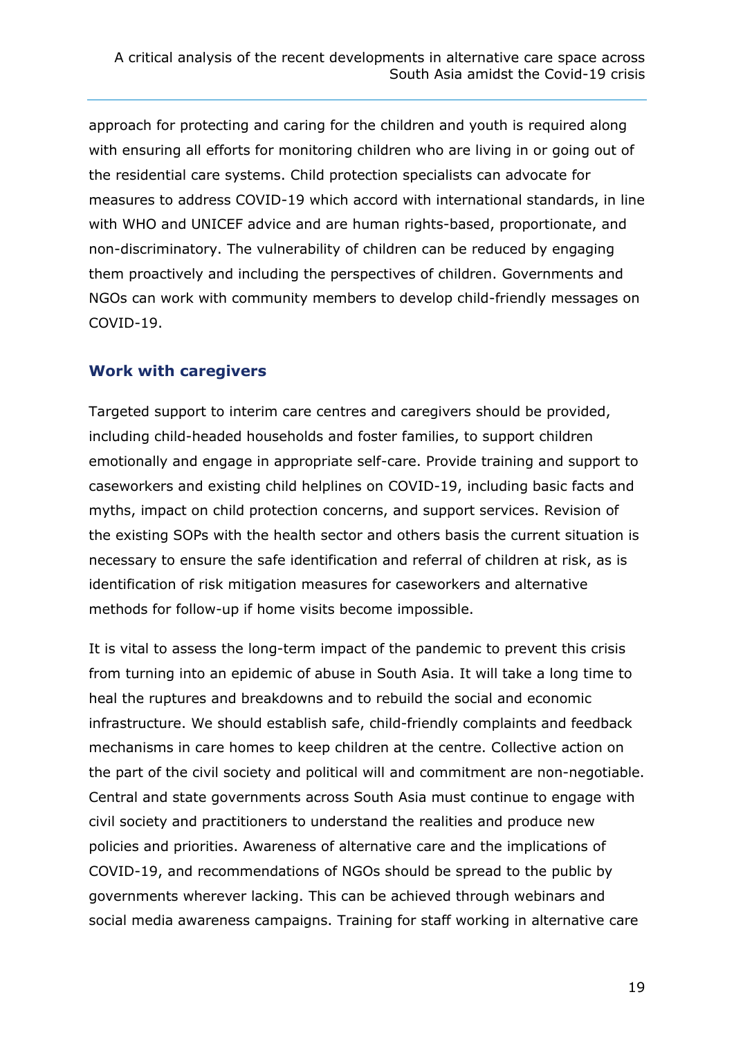approach for protecting and caring for the children and youth is required along with ensuring all efforts for monitoring children who are living in or going out of the residential care systems. Child protection specialists can advocate for measures to address COVID-19 which accord with international standards, in line with WHO and UNICEF advice and are human rights-based, proportionate, and non-discriminatory. The vulnerability of children can be reduced by engaging them proactively and including the perspectives of children. Governments and NGOs can work with community members to develop child-friendly messages on COVID-19.

### Work with caregivers

Targeted support to interim care centres and caregivers should be provided, including child-headed households and foster families, to support children emotionally and engage in appropriate self-care. Provide training and support to caseworkers and existing child helplines on COVID-19, including basic facts and myths, impact on child protection concerns, and support services. Revision of the existing SOPs with the health sector and others basis the current situation is necessary to ensure the safe identification and referral of children at risk, as is identification of risk mitigation measures for caseworkers and alternative methods for follow-up if home visits become impossible.

It is vital to assess the long-term impact of the pandemic to prevent this crisis from turning into an epidemic of abuse in South Asia. It will take a long time to heal the ruptures and breakdowns and to rebuild the social and economic infrastructure. We should establish safe, child-friendly complaints and feedback mechanisms in care homes to keep children at the centre. Collective action on the part of the civil society and political will and commitment are non-negotiable. Central and state governments across South Asia must continue to engage with civil society and practitioners to understand the realities and produce new policies and priorities. Awareness of alternative care and the implications of COVID-19, and recommendations of NGOs should be spread to the public by governments wherever lacking. This can be achieved through webinars and social media awareness campaigns. Training for staff working in alternative care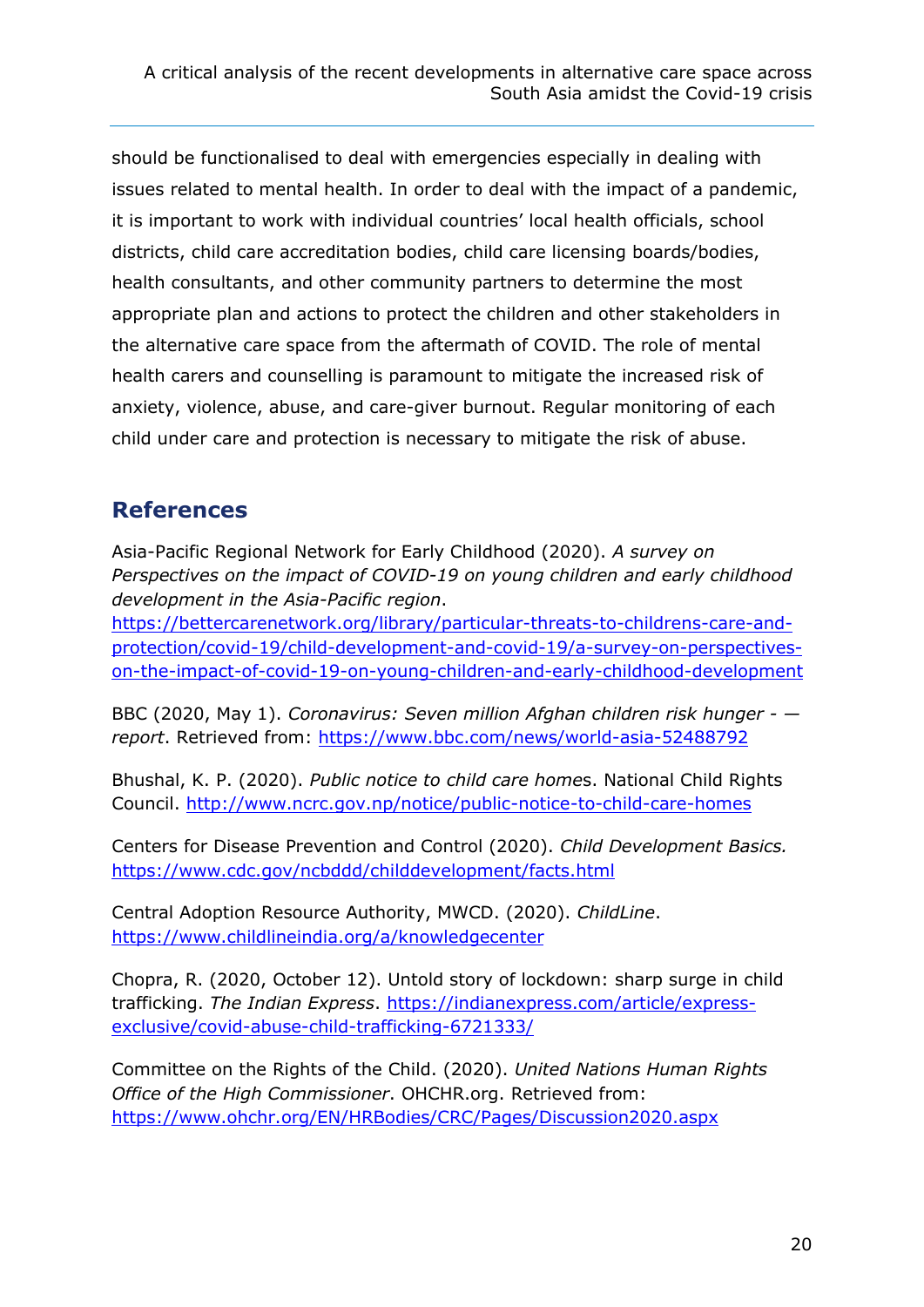should be functionalised to deal with emergencies especially in dealing with issues related to mental health. In order to deal with the impact of a pandemic, it is important to work with individual countries' local health officials, school districts, child care accreditation bodies, child care licensing boards/bodies, health consultants, and other community partners to determine the most appropriate plan and actions to protect the children and other stakeholders in the alternative care space from the aftermath of COVID. The role of mental health carers and counselling is paramount to mitigate the increased risk of anxiety, violence, abuse, and care-giver burnout. Regular monitoring of each child under care and protection is necessary to mitigate the risk of abuse.

## References

Asia-Pacific Regional Network for Early Childhood (2020). *A survey on Perspectives on the impact of COVID-19 on young children and early childhood development in the Asia-Pacific region*. https://bettercarenetwork.org/library/particular-threats-to-childrens-care-and-protection/covid-19/child-development-and-covid-19/a-survey-on-perspectives-on-the-impact-of-covid-19-on-young-children-and-early-childhood-development

BBC (2020, May 1). *Coronavirus: Seven million Afghan children risk hunger - — report*. Retrieved from: https://www.bbc.com/news/world-asia-52488792

Bhushal, K. P. (2020). *Public notice to child care home*s. National Child Rights Council. http://www.ncrc.gov.np/notice/public-notice-to-child-care-homes

Centers for Disease Prevention and Control (2020). *Child Development Basics.* https://www.cdc.gov/ncbddd/childdevelopment/facts.html

Central Adoption Resource Authority, MWCD. (2020). *ChildLine*. https://www.childlineindia.org/a/knowledgecenter

Chopra, R. (2020, October 12). Untold story of lockdown: sharp surge in child trafficking. *The Indian Express*. https://indianexpress.com/article/express-exclusive/covid-abuse-child-trafficking-6721333/

Committee on the Rights of the Child. (2020). *United Nations Human Rights Office of the High Commissioner*. OHCHR.org. Retrieved from: https://www.ohchr.org/EN/HRBodies/CRC/Pages/Discussion2020.aspx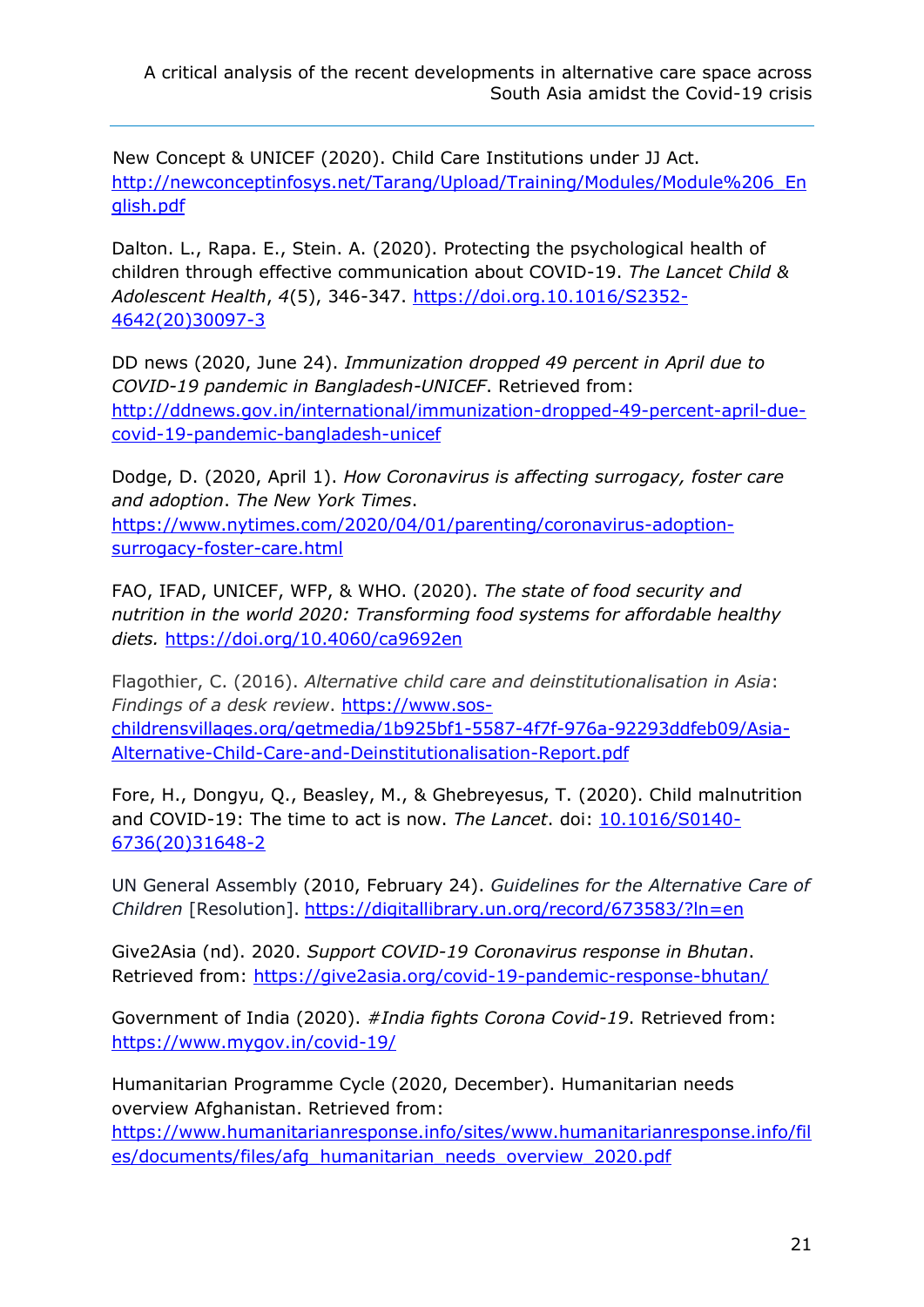New Concept & UNICEF (2020). Child Care Institutions under JJ Act. http://newconceptinfosys.net/Tarang/Upload/Training/Modules/Module%206_English.pdf

Dalton. L., Rapa. E., Stein. A. (2020). Protecting the psychological health of children through effective communication about COVID-19. *The Lancet Child & Adolescent Health*, *4*(5), 346-347. https://doi.org.10.1016/S2352-4642(20)30097-3

DD news (2020, June 24). *Immunization dropped 49 percent in April due to COVID-19 pandemic in Bangladesh-UNICEF*. Retrieved from: http://ddnews.gov.in/international/immunization-dropped-49-percent-april-due-covid-19-pandemic-bangladesh-unicef

Dodge, D. (2020, April 1). *How Coronavirus is affecting surrogacy, foster care and adoption*. *The New York Times*. https://www.nytimes.com/2020/04/01/parenting/coronavirus-adoption-surrogacy-foster-care.html

FAO, IFAD, UNICEF, WFP, & WHO. (2020). *The state of food security and nutrition in the world 2020: Transforming food systems for affordable healthy diets.* https://doi.org/10.4060/ca9692en

Flagothier, C. (2016). *Alternative child care and deinstitutionalisation in Asia*: *Findings of a desk review*. https://www.sos-childrensvillages.org/getmedia/1b925bf1-5587-4f7f-976a-92293ddfeb09/Asia-Alternative-Child-Care-and-Deinstitutionalisation-Report.pdf

Fore, H., Dongyu, Q., Beasley, M., & Ghebreyesus, T. (2020). Child malnutrition and COVID-19: The time to act is now. *The Lancet*. doi: 10.1016/S0140-6736(20)31648-2

UN General Assembly (2010, February 24). *Guidelines for the Alternative Care of Children* [Resolution]. https://digitallibrary.un.org/record/673583/?ln=en

Give2Asia (nd). 2020. *Support COVID-19 Coronavirus response in Bhutan*. Retrieved from: https://give2asia.org/covid-19-pandemic-response-bhutan/

Government of India (2020). *#India fights Corona Covid-19*. Retrieved from: https://www.mygov.in/covid-19/

Humanitarian Programme Cycle (2020, December). Humanitarian needs overview Afghanistan. Retrieved from: https://www.humanitarianresponse.info/sites/www.humanitarianresponse.info/files/documents/files/afg_humanitarian_needs_overview_2020.pdf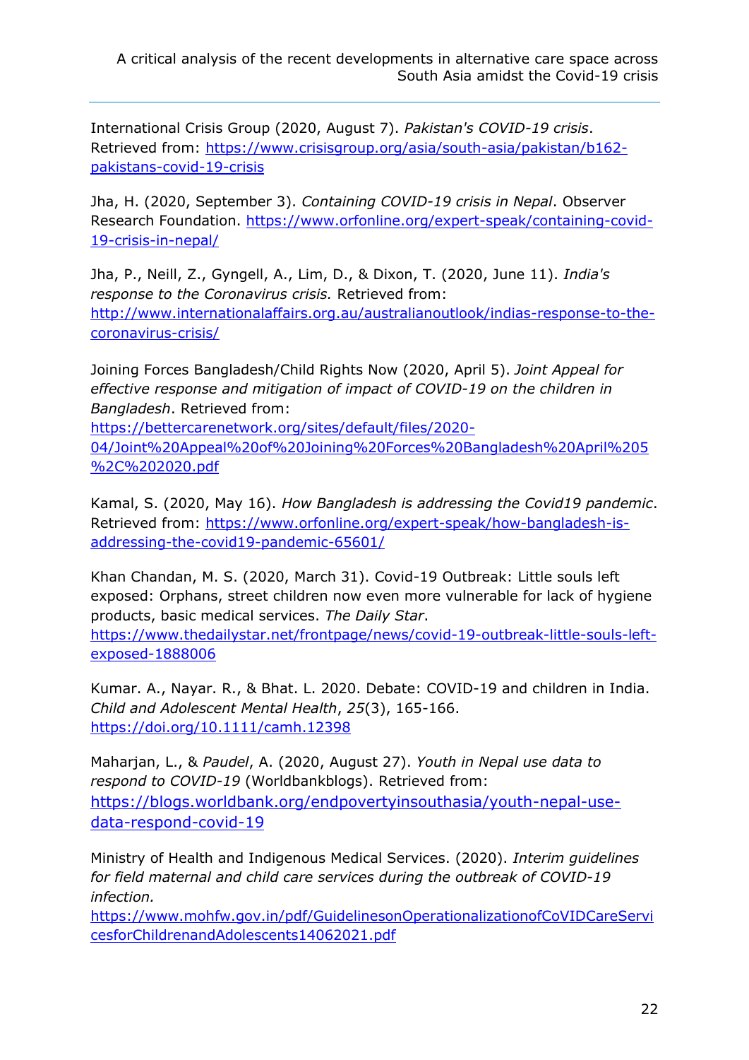International Crisis Group (2020, August 7). *Pakistan's COVID-19 crisis*. Retrieved from: https://www.crisisgroup.org/asia/south-asia/pakistan/b162-pakistans-covid-19-crisis

Jha, H. (2020, September 3). *Containing COVID-19 crisis in Nepal*. Observer Research Foundation. https://www.orfonline.org/expert-speak/containing-covid-19-crisis-in-nepal/

Jha, P., Neill, Z., Gyngell, A., Lim, D., & Dixon, T. (2020, June 11). *India's response to the Coronavirus crisis.* Retrieved from: http://www.internationalaffairs.org.au/australianoutlook/indias-response-to-the-coronavirus-crisis/

Joining Forces Bangladesh/Child Rights Now (2020, April 5). *Joint Appeal for effective response and mitigation of impact of COVID-19 on the children in Bangladesh*. Retrieved from: https://bettercarenetwork.org/sites/default/files/2020-04/Joint%20Appeal%20of%20Joining%20Forces%20Bangladesh%20April%205%2C%202020.pdf

Kamal, S. (2020, May 16). *How Bangladesh is addressing the Covid19 pandemic*. Retrieved from: https://www.orfonline.org/expert-speak/how-bangladesh-is-addressing-the-covid19-pandemic-65601/

Khan Chandan, M. S. (2020, March 31). Covid-19 Outbreak: Little souls left exposed: Orphans, street children now even more vulnerable for lack of hygiene products, basic medical services. *The Daily Star*. https://www.thedailystar.net/frontpage/news/covid-19-outbreak-little-souls-left-exposed-1888006

Kumar. A., Nayar. R., & Bhat. L. 2020. Debate: COVID-19 and children in India. *Child and Adolescent Mental Health*, *25*(3), 165-166. https://doi.org/10.1111/camh.12398

Maharjan, L., & *Paudel*, A. (2020, August 27). *Youth in Nepal use data to respond to COVID-19* (Worldbankblogs). Retrieved from: https://blogs.worldbank.org/endpovertyinsouthasia/youth-nepal-use-data-respond-covid-19

Ministry of Health and Indigenous Medical Services. (2020). *Interim guidelines for field maternal and child care services during the outbreak of COVID-19 infection.* https://www.mohfw.gov.in/pdf/GuidelinesonOperationalizationofCoVIDCareServicesforChildrenandAdolescents14062021.pdf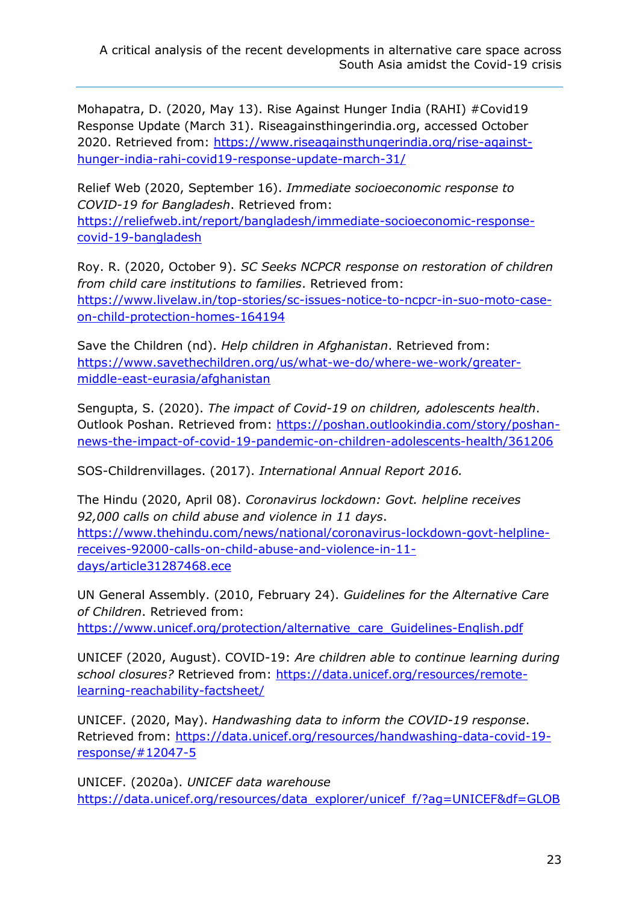Mohapatra, D. (2020, May 13). Rise Against Hunger India (RAHI) #Covid19 Response Update (March 31). Riseagainsthingerindia.org, accessed October 2020. Retrieved from: https://www.riseagainsthungerindia.org/rise-against-hunger-india-rahi-covid19-response-update-march-31/

Relief Web (2020, September 16). *Immediate socioeconomic response to COVID-19 for Bangladesh*. Retrieved from: https://reliefweb.int/report/bangladesh/immediate-socioeconomic-response-covid-19-bangladesh

Roy. R. (2020, October 9). *SC Seeks NCPCR response on restoration of children from child care institutions to families*. Retrieved from: https://www.livelaw.in/top-stories/sc-issues-notice-to-ncpcr-in-suo-moto-case-on-child-protection-homes-164194

Save the Children (nd). *Help children in Afghanistan*. Retrieved from: https://www.savethechildren.org/us/what-we-do/where-we-work/greater-middle-east-eurasia/afghanistan

Sengupta, S. (2020). *The impact of Covid-19 on children, adolescents health*. Outlook Poshan. Retrieved from: https://poshan.outlookindia.com/story/poshan-news-the-impact-of-covid-19-pandemic-on-children-adolescents-health/361206

SOS-Childrenvillages. (2017). *International Annual Report 2016.*

The Hindu (2020, April 08). *Coronavirus lockdown: Govt. helpline receives 92,000 calls on child abuse and violence in 11 days*. https://www.thehindu.com/news/national/coronavirus-lockdown-govt-helpline-receives-92000-calls-on-child-abuse-and-violence-in-11-days/article31287468.ece

UN General Assembly. (2010, February 24). *Guidelines for the Alternative Care of Children*. Retrieved from: https://www.unicef.org/protection/alternative_care_Guidelines-English.pdf

UNICEF (2020, August). COVID-19: *Are children able to continue learning during school closures?* Retrieved from: https://data.unicef.org/resources/remote-learning-reachability-factsheet/

UNICEF. (2020, May). *Handwashing data to inform the COVID-19 response*. Retrieved from: https://data.unicef.org/resources/handwashing-data-covid-19-response/#12047-5

UNICEF. (2020a). *UNICEF data warehouse* https://data.unicef.org/resources/data_explorer/unicef_f/?ag=UNICEF&df=GLOB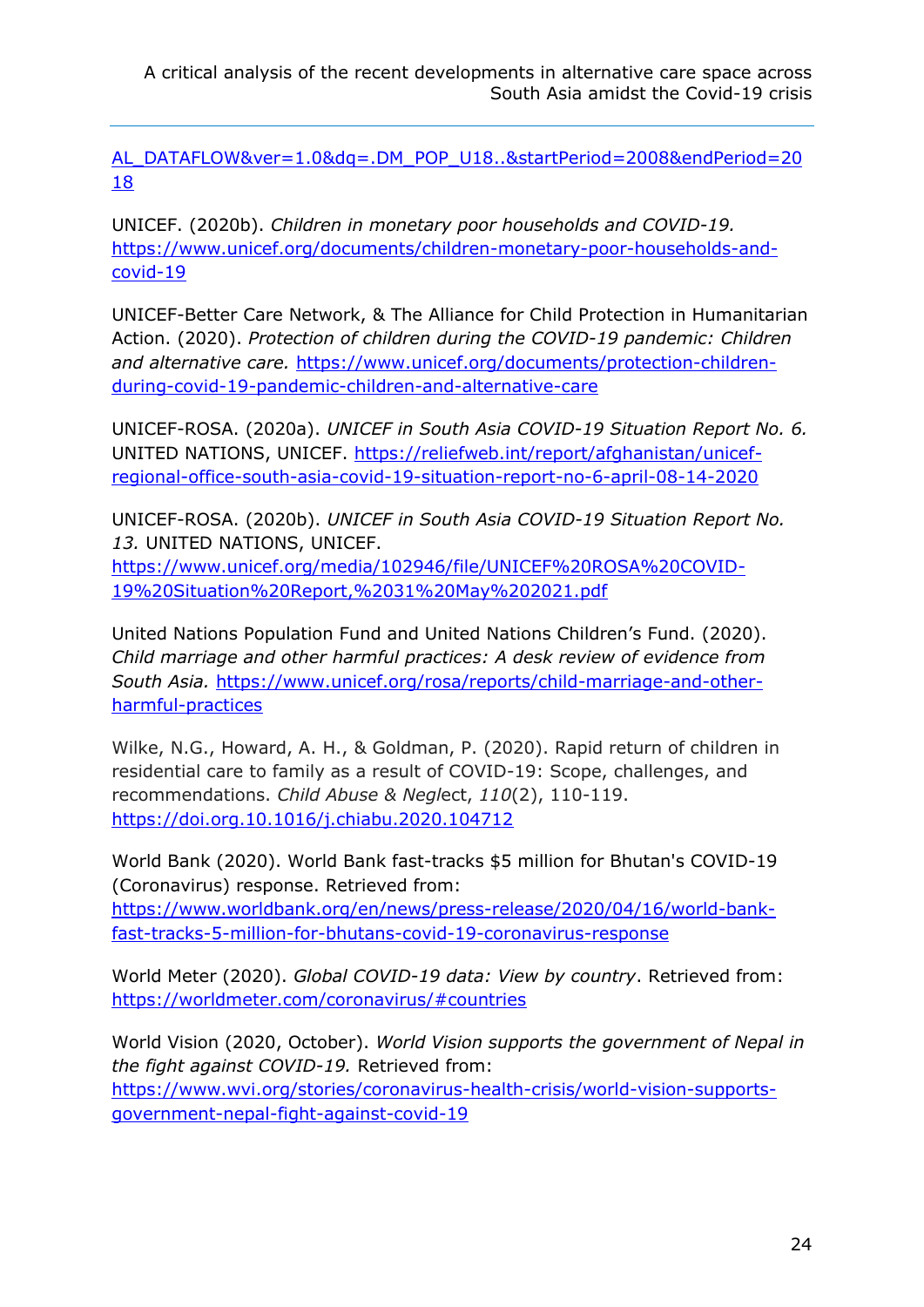[AL_DATAFLOW&ver=1.0&dq=.DM_POP_U18..&startPeriod=2008&endPeriod=2018](AL_DATAFLOW&ver=1.0&dq=.DM_POP_U18..&startPeriod=2008&endPeriod=2018)

UNICEF. (2020b). *Children in monetary poor households and COVID-19.* [https://www.unicef.org/documents/children-monetary-poor-households-and-covid-19](https://www.unicef.org/documents/children-monetary-poor-households-and-covid-19)

UNICEF-Better Care Network, & The Alliance for Child Protection in Humanitarian Action. (2020). *Protection of children during the COVID-19 pandemic: Children and alternative care.* [https://www.unicef.org/documents/protection-children-during-covid-19-pandemic-children-and-alternative-care](https://www.unicef.org/documents/protection-children-during-covid-19-pandemic-children-and-alternative-care)

UNICEF-ROSA. (2020a). *UNICEF in South Asia COVID-19 Situation Report No. 6.* UNITED NATIONS, UNICEF. [https://reliefweb.int/report/afghanistan/unicef-regional-office-south-asia-covid-19-situation-report-no-6-april-08-14-2020](https://reliefweb.int/report/afghanistan/unicef-regional-office-south-asia-covid-19-situation-report-no-6-april-08-14-2020)

UNICEF-ROSA. (2020b). *UNICEF in South Asia COVID-19 Situation Report No. 13.* UNITED NATIONS, UNICEF. [https://www.unicef.org/media/102946/file/UNICEF%20ROSA%20COVID-19%20Situation%20Report,%2031%20May%202021.pdf](https://www.unicef.org/media/102946/file/UNICEF%20ROSA%20COVID-19%20Situation%20Report,%2031%20May%202021.pdf)

United Nations Population Fund and United Nations Children's Fund. (2020). *Child marriage and other harmful practices: A desk review of evidence from South Asia.* [https://www.unicef.org/rosa/reports/child-marriage-and-other-harmful-practices](https://www.unicef.org/rosa/reports/child-marriage-and-other-harmful-practices)

Wilke, N.G., Howard, A. H., & Goldman, P. (2020). Rapid return of children in residential care to family as a result of COVID-19: Scope, challenges, and recommendations. *Child Abuse & Negl*ect, *110*(2), 110-119. [https://doi.org.10.1016/j.chiabu.2020.104712](https://doi.org.10.1016/j.chiabu.2020.104712)

World Bank (2020). World Bank fast-tracks $5 million for Bhutan's COVID-19 (Coronavirus) response. Retrieved from: [https://www.worldbank.org/en/news/press-release/2020/04/16/world-bank-fast-tracks-5-million-for-bhutans-covid-19-coronavirus-response](https://www.worldbank.org/en/news/press-release/2020/04/16/world-bank-fast-tracks-5-million-for-bhutans-covid-19-coronavirus-response)

World Meter (2020). *Global COVID-19 data: View by country*. Retrieved from: [https://worldmeter.com/coronavirus/#countries](https://worldmeter.com/coronavirus/#countries)

World Vision (2020, October). *World Vision supports the government of Nepal in the fight against COVID-19.* Retrieved from: [https://www.wvi.org/stories/coronavirus-health-crisis/world-vision-supports-government-nepal-fight-against-covid-19](https://www.wvi.org/stories/coronavirus-health-crisis/world-vision-supports-government-nepal-fight-against-covid-19)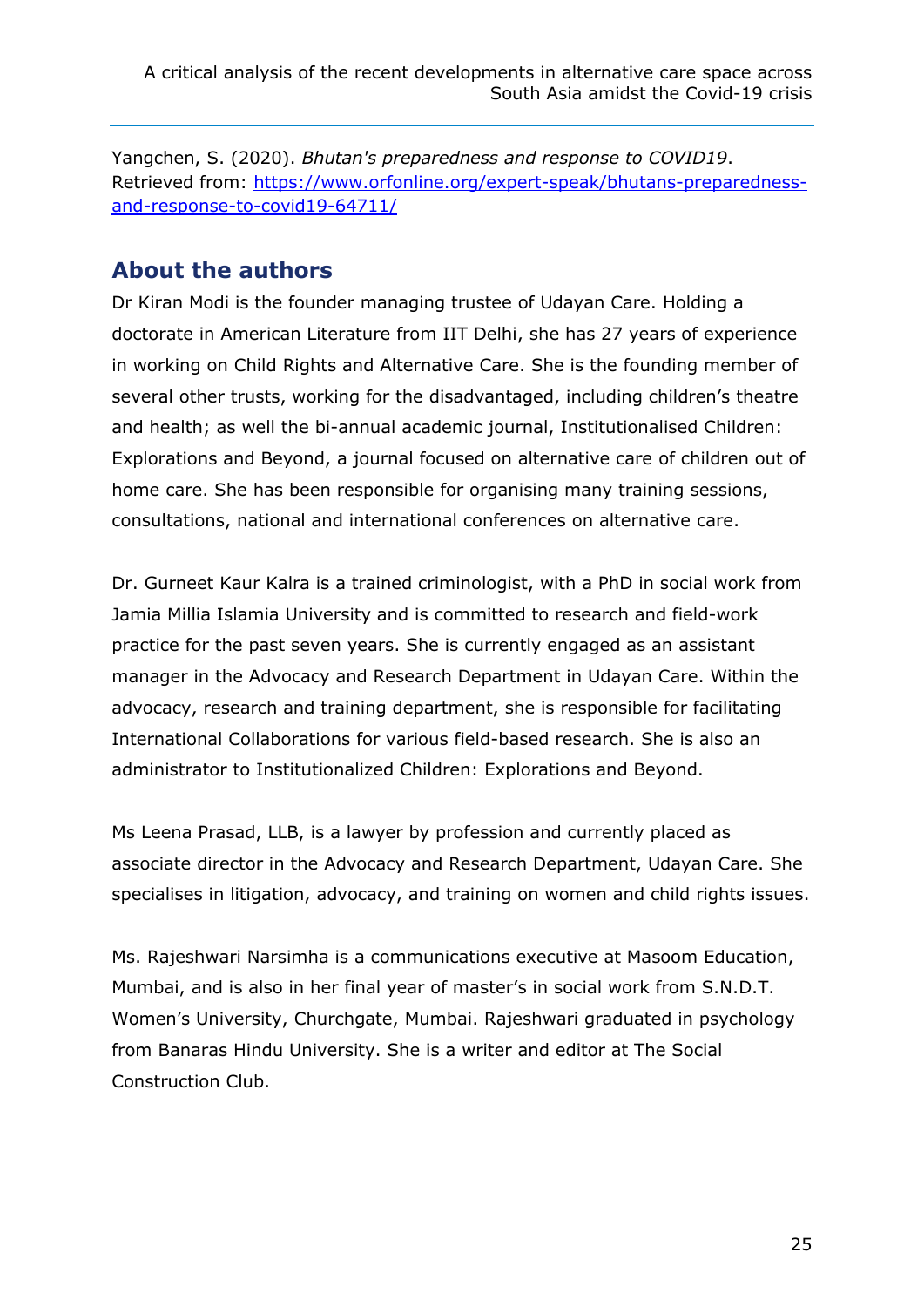Yangchen, S. (2020). *Bhutan's preparedness and response to COVID19*. Retrieved from: https://www.orfonline.org/expert-speak/bhutans-preparedness-and-response-to-covid19-64711/

## About the authors

Dr Kiran Modi is the founder managing trustee of Udayan Care. Holding a doctorate in American Literature from IIT Delhi, she has 27 years of experience in working on Child Rights and Alternative Care. She is the founding member of several other trusts, working for the disadvantaged, including children's theatre and health; as well the bi-annual academic journal, Institutionalised Children: Explorations and Beyond, a journal focused on alternative care of children out of home care. She has been responsible for organising many training sessions, consultations, national and international conferences on alternative care.

Dr. Gurneet Kaur Kalra is a trained criminologist, with a PhD in social work from Jamia Millia Islamia University and is committed to research and field-work practice for the past seven years. She is currently engaged as an assistant manager in the Advocacy and Research Department in Udayan Care. Within the advocacy, research and training department, she is responsible for facilitating International Collaborations for various field-based research. She is also an administrator to Institutionalized Children: Explorations and Beyond.

Ms Leena Prasad, LLB, is a lawyer by profession and currently placed as associate director in the Advocacy and Research Department, Udayan Care. She specialises in litigation, advocacy, and training on women and child rights issues.

Ms. Rajeshwari Narsimha is a communications executive at Masoom Education, Mumbai, and is also in her final year of master's in social work from S.N.D.T. Women's University, Churchgate, Mumbai. Rajeshwari graduated in psychology from Banaras Hindu University. She is a writer and editor at The Social Construction Club.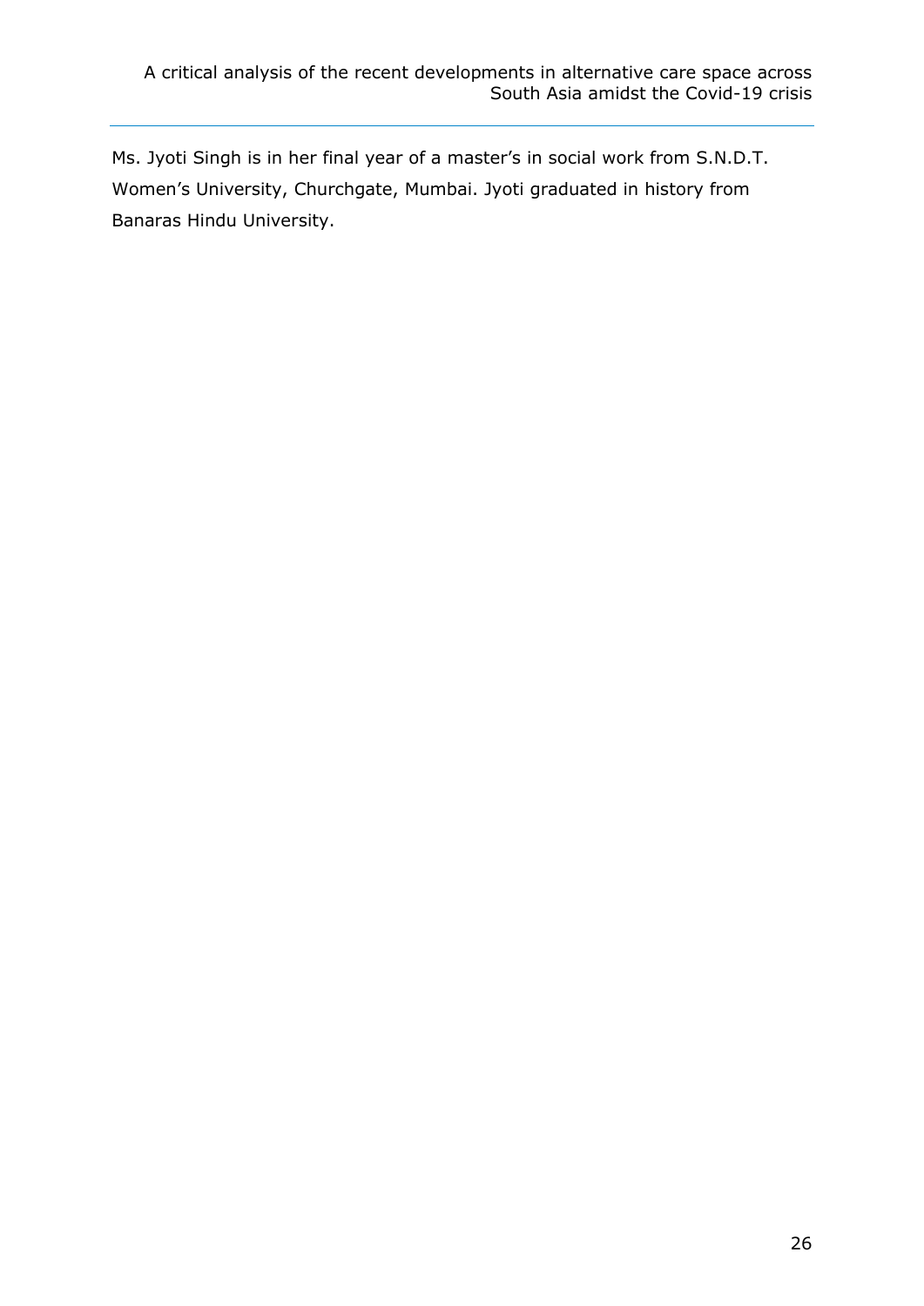Ms. Jyoti Singh is in her final year of a master's in social work from S.N.D.T. Women's University, Churchgate, Mumbai. Jyoti graduated in history from Banaras Hindu University.